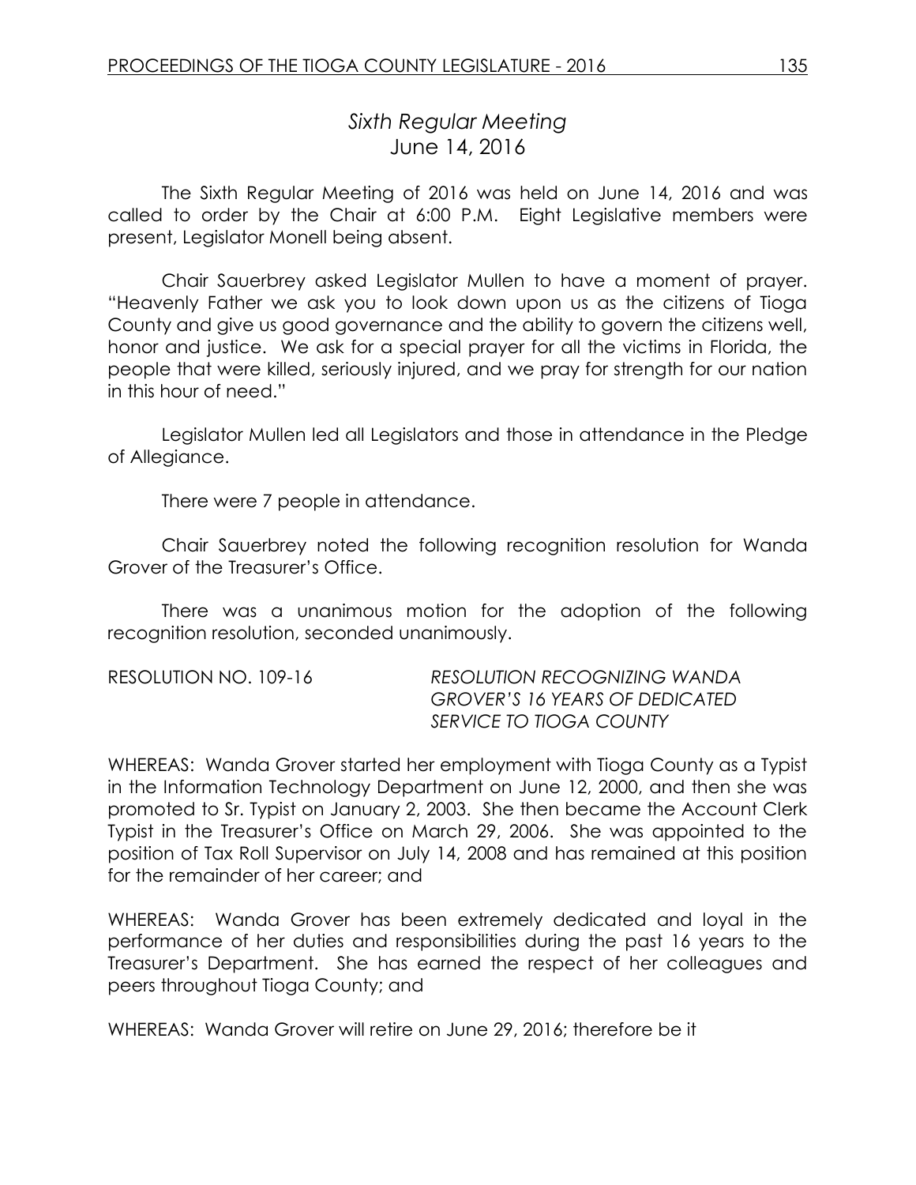## *Sixth Regular Meeting*
## June 14, 2016

The Sixth Regular Meeting of 2016 was held on June 14, 2016 and was called to order by the Chair at 6:00 P.M. Eight Legislative members were present, Legislator Monell being absent.

Chair Sauerbrey asked Legislator Mullen to have a moment of prayer. "Heavenly Father we ask you to look down upon us as the citizens of Tioga County and give us good governance and the ability to govern the citizens well, honor and justice. We ask for a special prayer for all the victims in Florida, the people that were killed, seriously injured, and we pray for strength for our nation in this hour of need."

Legislator Mullen led all Legislators and those in attendance in the Pledge of Allegiance.

There were 7 people in attendance.

Chair Sauerbrey noted the following recognition resolution for Wanda Grover of the Treasurer's Office.

There was a unanimous motion for the adoption of the following recognition resolution, seconded unanimously.

RESOLUTION NO. 109-16 *RESOLUTION RECOGNIZING WANDA GROVER'S 16 YEARS OF DEDICATED SERVICE TO TIOGA COUNTY*

WHEREAS: Wanda Grover started her employment with Tioga County as a Typist in the Information Technology Department on June 12, 2000, and then she was promoted to Sr. Typist on January 2, 2003. She then became the Account Clerk Typist in the Treasurer's Office on March 29, 2006. She was appointed to the position of Tax Roll Supervisor on July 14, 2008 and has remained at this position for the remainder of her career; and

WHEREAS: Wanda Grover has been extremely dedicated and loyal in the performance of her duties and responsibilities during the past 16 years to the Treasurer's Department. She has earned the respect of her colleagues and peers throughout Tioga County; and

WHEREAS: Wanda Grover will retire on June 29, 2016; therefore be it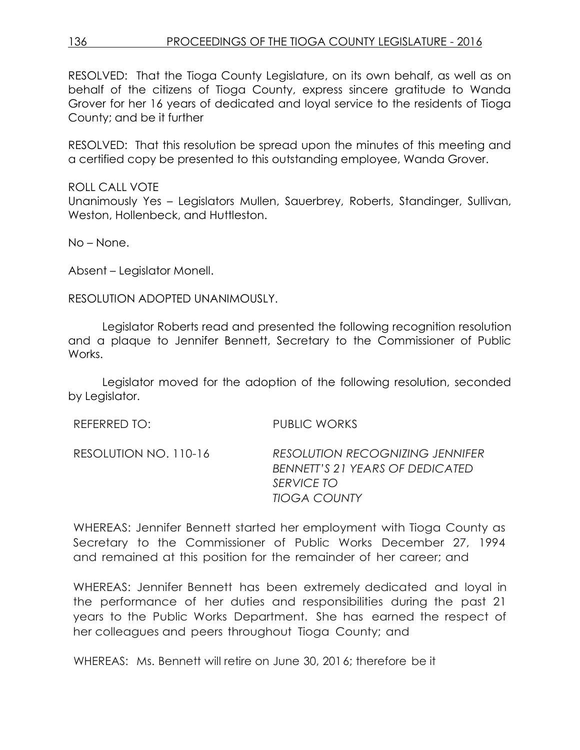RESOLVED: That the Tioga County Legislature, on its own behalf, as well as on behalf of the citizens of Tioga County, express sincere gratitude to Wanda Grover for her 16 years of dedicated and loyal service to the residents of Tioga County; and be it further

RESOLVED: That this resolution be spread upon the minutes of this meeting and a certified copy be presented to this outstanding employee, Wanda Grover.

ROLL CALL VOTE
Unanimously Yes – Legislators Mullen, Sauerbrey, Roberts, Standinger, Sullivan, Weston, Hollenbeck, and Huttleston.

No – None.

Absent – Legislator Monell.

RESOLUTION ADOPTED UNANIMOUSLY.

Legislator Roberts read and presented the following recognition resolution and a plaque to Jennifer Bennett, Secretary to the Commissioner of Public Works.

Legislator moved for the adoption of the following resolution, seconded by Legislator.

REFERRED TO: PUBLIC WORKS

RESOLUTION NO. 110-16 *RESOLUTION RECOGNIZING JENNIFER BENNETT'S 21 YEARS OF DEDICATED SERVICE TO TIOGA COUNTY*

WHEREAS: Jennifer Bennett started her employment with Tioga County as Secretary to the Commissioner of Public Works December 27, 1994 and remained at this position for the remainder of her career; and

WHEREAS: Jennifer Bennett has been extremely dedicated and loyal in the performance of her duties and responsibilities during the past 21 years to the Public Works Department. She has earned the respect of her colleagues and peers throughout Tioga County; and

WHEREAS: Ms. Bennett will retire on June 30, 2016; therefore be it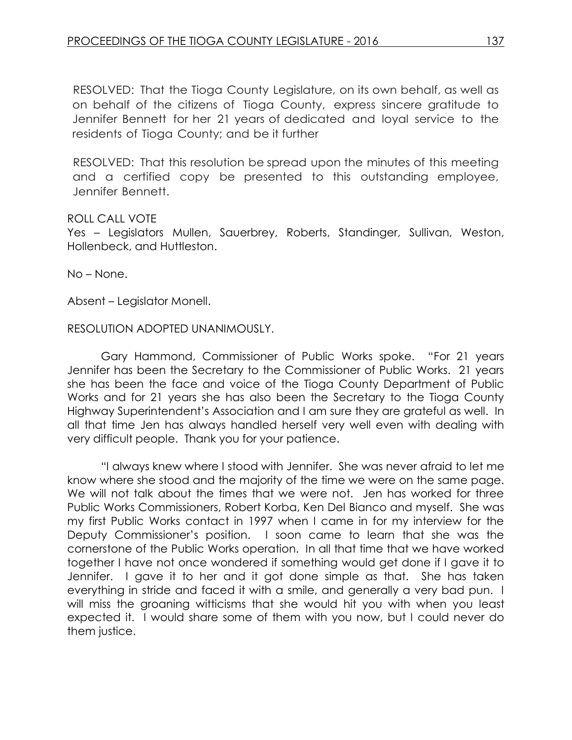RESOLVED: That the Tioga County Legislature, on its own behalf, as well as on behalf of the citizens of Tioga County, express sincere gratitude to Jennifer Bennett for her 21 years of dedicated and loyal service to the residents of Tioga County; and be it further

RESOLVED: That this resolution be spread upon the minutes of this meeting and a certified copy be presented to this outstanding employee, Jennifer Bennett.

ROLL CALL VOTE
Yes – Legislators Mullen, Sauerbrey, Roberts, Standinger, Sullivan, Weston, Hollenbeck, and Huttleston.

No – None.

Absent – Legislator Monell.

RESOLUTION ADOPTED UNANIMOUSLY.

Gary Hammond, Commissioner of Public Works spoke. "For 21 years Jennifer has been the Secretary to the Commissioner of Public Works. 21 years she has been the face and voice of the Tioga County Department of Public Works and for 21 years she has also been the Secretary to the Tioga County Highway Superintendent's Association and I am sure they are grateful as well. In all that time Jen has always handled herself very well even with dealing with very difficult people. Thank you for your patience.

"I always knew where I stood with Jennifer. She was never afraid to let me know where she stood and the majority of the time we were on the same page. We will not talk about the times that we were not. Jen has worked for three Public Works Commissioners, Robert Korba, Ken Del Bianco and myself. She was my first Public Works contact in 1997 when I came in for my interview for the Deputy Commissioner's position. I soon came to learn that she was the cornerstone of the Public Works operation. In all that time that we have worked together I have not once wondered if something would get done if I gave it to Jennifer. I gave it to her and it got done simple as that. She has taken everything in stride and faced it with a smile, and generally a very bad pun. I will miss the groaning witticisms that she would hit you with when you least expected it. I would share some of them with you now, but I could never do them justice.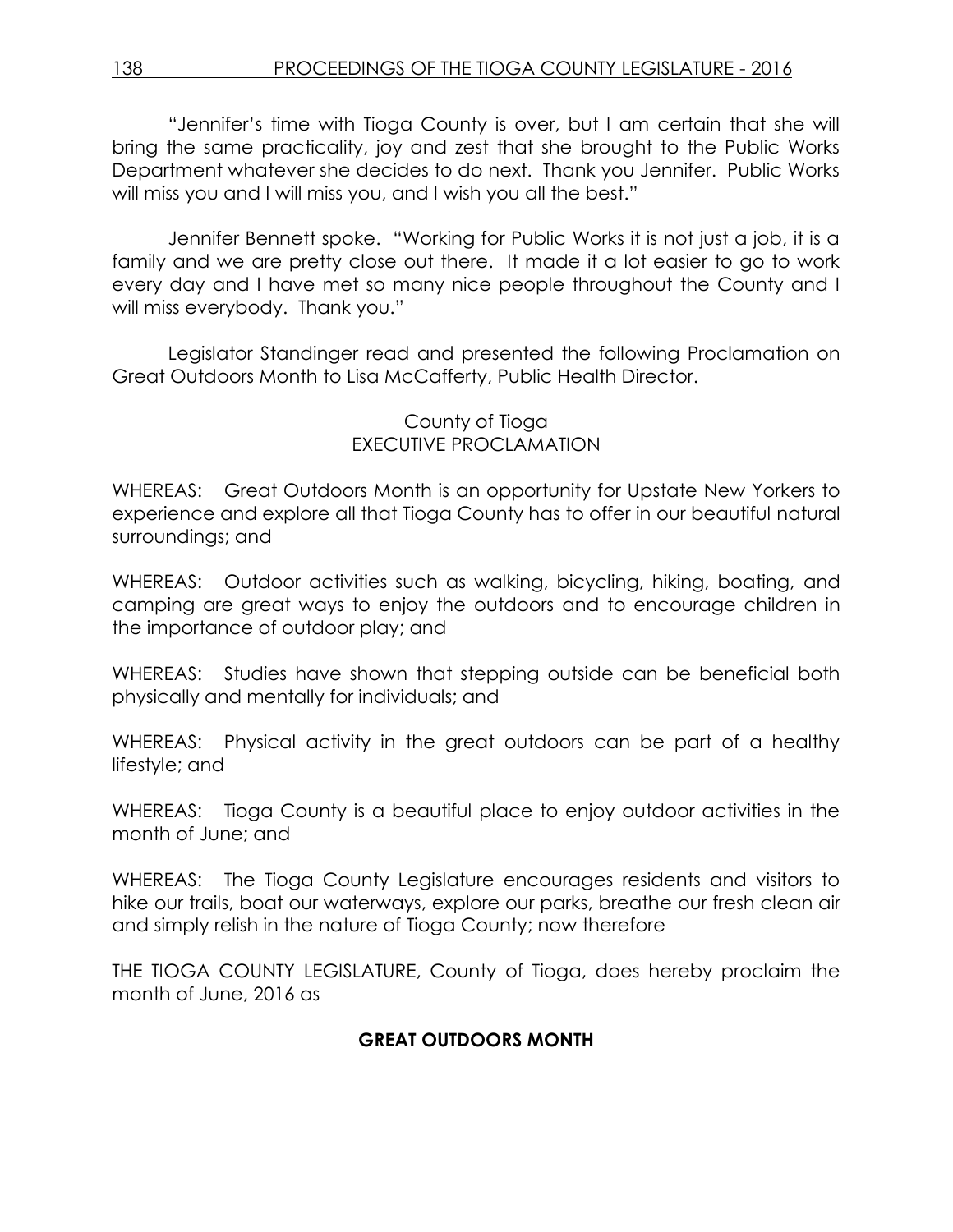"Jennifer's time with Tioga County is over, but I am certain that she will bring the same practicality, joy and zest that she brought to the Public Works Department whatever she decides to do next. Thank you Jennifer. Public Works will miss you and I will miss you, and I wish you all the best."

Jennifer Bennett spoke. "Working for Public Works it is not just a job, it is a family and we are pretty close out there. It made it a lot easier to go to work every day and I have met so many nice people throughout the County and I will miss everybody. Thank you."

Legislator Standinger read and presented the following Proclamation on Great Outdoors Month to Lisa McCafferty, Public Health Director.

County of Tioga
EXECUTIVE PROCLAMATION

WHEREAS: Great Outdoors Month is an opportunity for Upstate New Yorkers to experience and explore all that Tioga County has to offer in our beautiful natural surroundings; and

WHEREAS: Outdoor activities such as walking, bicycling, hiking, boating, and camping are great ways to enjoy the outdoors and to encourage children in the importance of outdoor play; and

WHEREAS: Studies have shown that stepping outside can be beneficial both physically and mentally for individuals; and

WHEREAS: Physical activity in the great outdoors can be part of a healthy lifestyle; and

WHEREAS: Tioga County is a beautiful place to enjoy outdoor activities in the month of June; and

WHEREAS: The Tioga County Legislature encourages residents and visitors to hike our trails, boat our waterways, explore our parks, breathe our fresh clean air and simply relish in the nature of Tioga County; now therefore

THE TIOGA COUNTY LEGISLATURE, County of Tioga, does hereby proclaim the month of June, 2016 as

**GREAT OUTDOORS MONTH**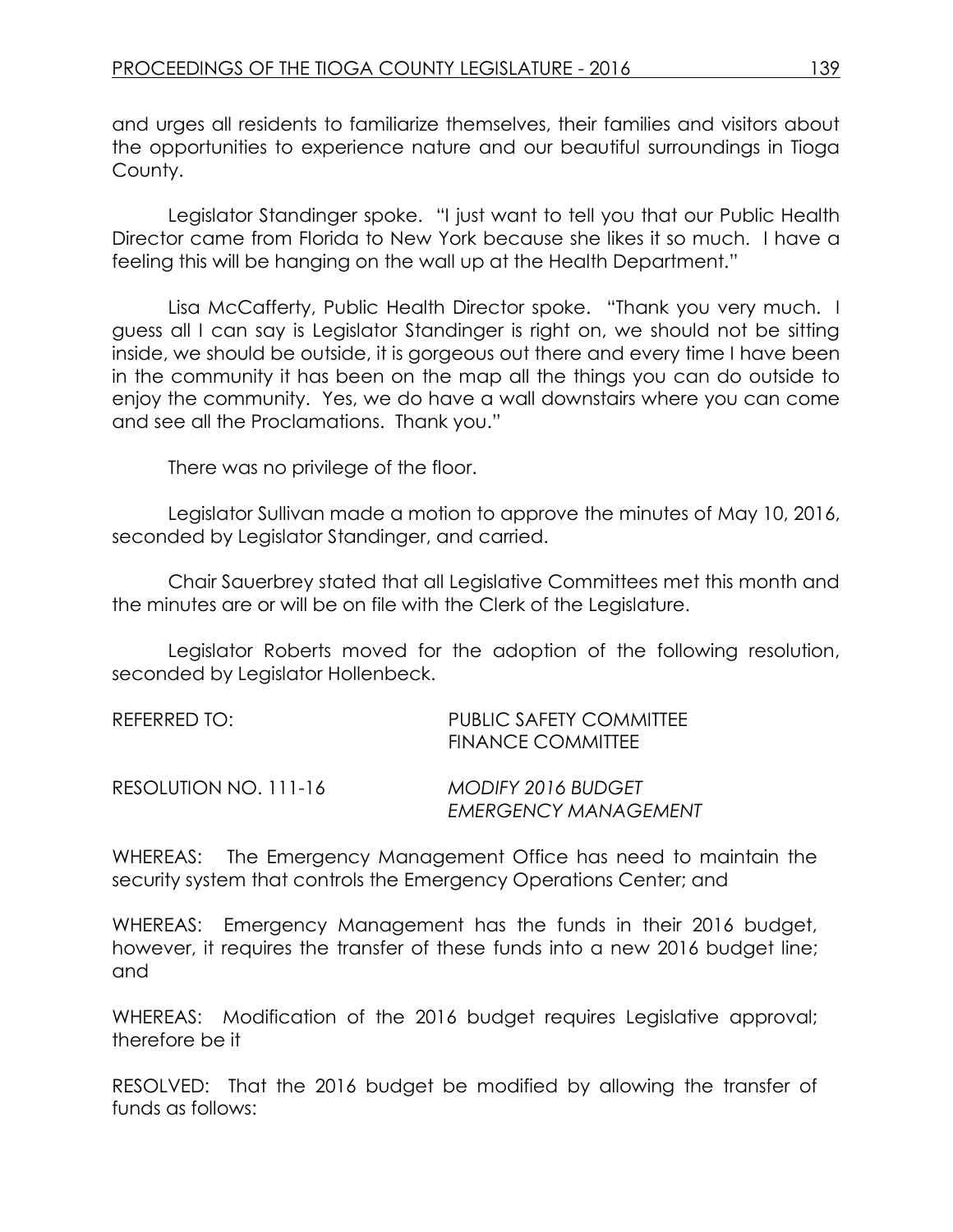and urges all residents to familiarize themselves, their families and visitors about the opportunities to experience nature and our beautiful surroundings in Tioga County.

Legislator Standinger spoke. "I just want to tell you that our Public Health Director came from Florida to New York because she likes it so much. I have a feeling this will be hanging on the wall up at the Health Department."

Lisa McCafferty, Public Health Director spoke. "Thank you very much. I guess all I can say is Legislator Standinger is right on, we should not be sitting inside, we should be outside, it is gorgeous out there and every time I have been in the community it has been on the map all the things you can do outside to enjoy the community. Yes, we do have a wall downstairs where you can come and see all the Proclamations. Thank you."

There was no privilege of the floor.

Legislator Sullivan made a motion to approve the minutes of May 10, 2016, seconded by Legislator Standinger, and carried.

Chair Sauerbrey stated that all Legislative Committees met this month and the minutes are or will be on file with the Clerk of the Legislature.

Legislator Roberts moved for the adoption of the following resolution, seconded by Legislator Hollenbeck.

REFERRED TO: PUBLIC SAFETY COMMITTEE
FINANCE COMMITTEE

RESOLUTION NO. 111-16 *MODIFY 2016 BUDGET*
*EMERGENCY MANAGEMENT*

WHEREAS: The Emergency Management Office has need to maintain the security system that controls the Emergency Operations Center; and

WHEREAS: Emergency Management has the funds in their 2016 budget, however, it requires the transfer of these funds into a new 2016 budget line; and

WHEREAS: Modification of the 2016 budget requires Legislative approval; therefore be it

RESOLVED: That the 2016 budget be modified by allowing the transfer of funds as follows: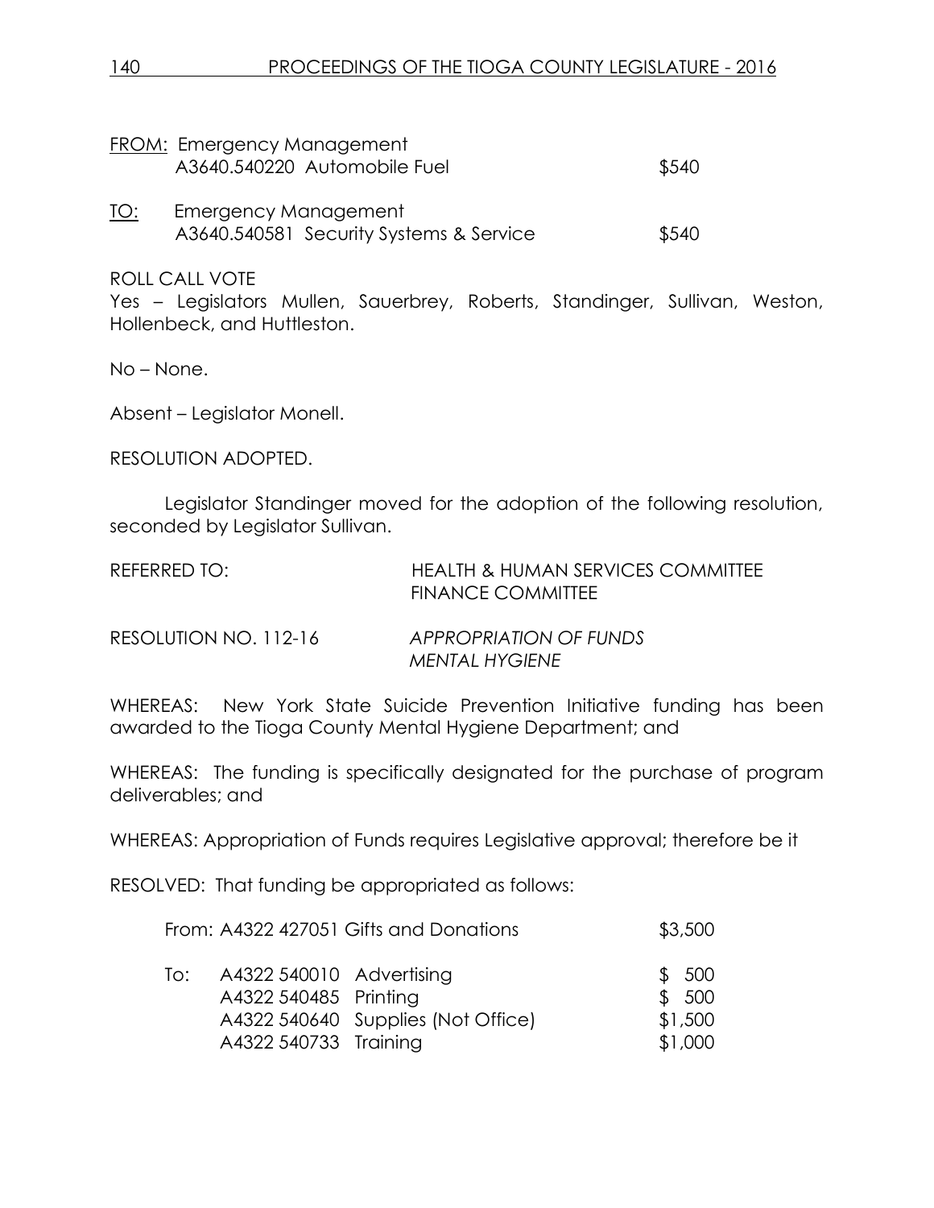FROM: Emergency Management
A3640.540220 Automobile Fuel $540

TO: Emergency Management
A3640.540581 Security Systems & Service $540

ROLL CALL VOTE
Yes – Legislators Mullen, Sauerbrey, Roberts, Standinger, Sullivan, Weston, Hollenbeck, and Huttleston.

No – None.

Absent – Legislator Monell.

RESOLUTION ADOPTED.

Legislator Standinger moved for the adoption of the following resolution, seconded by Legislator Sullivan.

REFERRED TO: HEALTH & HUMAN SERVICES COMMITTEE
FINANCE COMMITTEE

RESOLUTION NO. 112-16 *APPROPRIATION OF FUNDS*
*MENTAL HYGIENE*

WHEREAS: New York State Suicide Prevention Initiative funding has been awarded to the Tioga County Mental Hygiene Department; and

WHEREAS: The funding is specifically designated for the purchase of program deliverables; and

WHEREAS: Appropriation of Funds requires Legislative approval; therefore be it

RESOLVED: That funding be appropriated as follows:

| | | | |
|---|---|---|---|
| From: | A4322 427051 | Gifts and Donations | $3,500 |
| To: | A4322 540010 | Advertising | $ 500 |
| | A4322 540485 | Printing | $ 500 |
| | A4322 540640 | Supplies (Not Office) | $1,500 |
| | A4322 540733 | Training | $1,000 |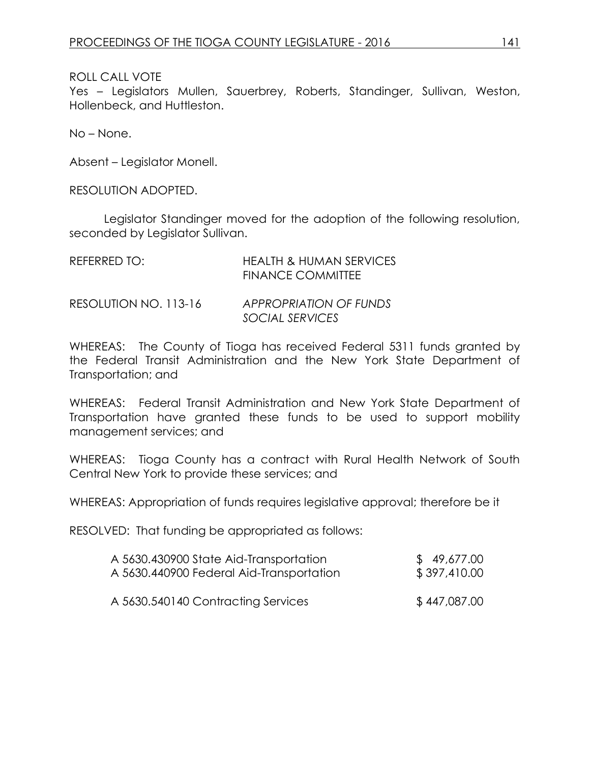ROLL CALL VOTE

Yes – Legislators Mullen, Sauerbrey, Roberts, Standinger, Sullivan, Weston, Hollenbeck, and Huttleston.

No – None.

Absent – Legislator Monell.

RESOLUTION ADOPTED.

Legislator Standinger moved for the adoption of the following resolution, seconded by Legislator Sullivan.

| | |
|---|---|
| REFERRED TO: | HEALTH & HUMAN SERVICES<br>FINANCE COMMITTEE |
| RESOLUTION NO. 113-16 | *APPROPRIATION OF FUNDS*<br>*SOCIAL SERVICES* |

WHEREAS: The County of Tioga has received Federal 5311 funds granted by the Federal Transit Administration and the New York State Department of Transportation; and

WHEREAS: Federal Transit Administration and New York State Department of Transportation have granted these funds to be used to support mobility management services; and

WHEREAS: Tioga County has a contract with Rural Health Network of South Central New York to provide these services; and

WHEREAS: Appropriation of funds requires legislative approval; therefore be it

RESOLVED: That funding be appropriated as follows:

| | |
|---|---|
| A 5630.430900 State Aid-Transportation | $ 49,677.00 |
| A 5630.440900 Federal Aid-Transportation | $ 397,410.00 |
| | |
| A 5630.540140 Contracting Services | $ 447,087.00 |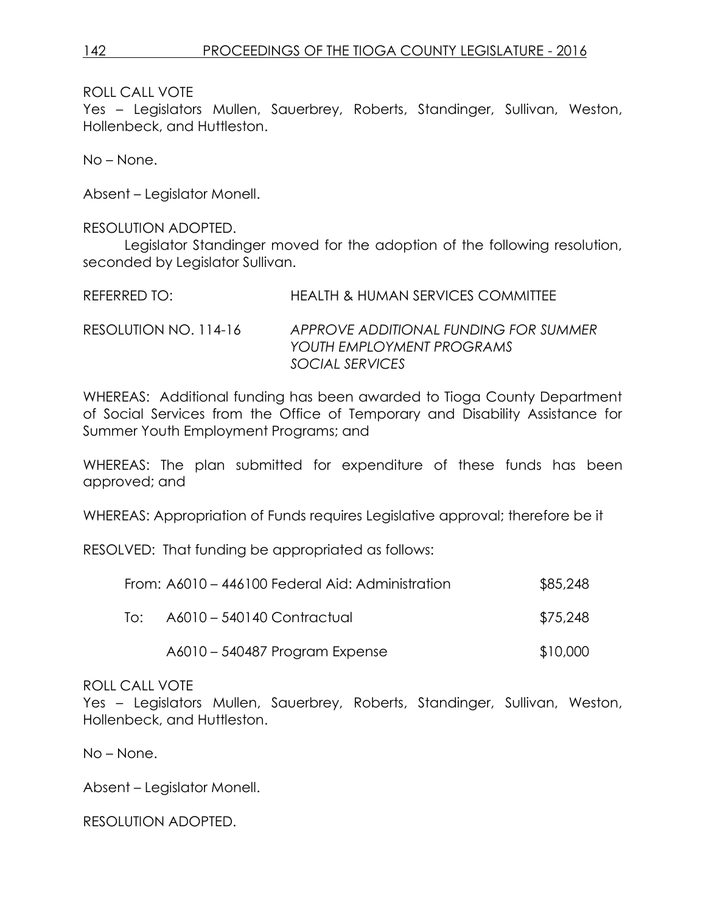ROLL CALL VOTE
Yes – Legislators Mullen, Sauerbrey, Roberts, Standinger, Sullivan, Weston, Hollenbeck, and Huttleston.

No – None.

Absent – Legislator Monell.

RESOLUTION ADOPTED.

Legislator Standinger moved for the adoption of the following resolution, seconded by Legislator Sullivan.

REFERRED TO: HEALTH & HUMAN SERVICES COMMITTEE

RESOLUTION NO. 114-16 *APPROVE ADDITIONAL FUNDING FOR SUMMER YOUTH EMPLOYMENT PROGRAMS SOCIAL SERVICES*

WHEREAS: Additional funding has been awarded to Tioga County Department of Social Services from the Office of Temporary and Disability Assistance for Summer Youth Employment Programs; and

WHEREAS: The plan submitted for expenditure of these funds has been approved; and

WHEREAS: Appropriation of Funds requires Legislative approval; therefore be it

RESOLVED: That funding be appropriated as follows:

| | | |
|---|---|---|
| From: | A6010 – 446100 Federal Aid: Administration | $85,248 |
| To: | A6010 – 540140 Contractual | $75,248 |
| | A6010 – 540487 Program Expense | $10,000 |

ROLL CALL VOTE
Yes – Legislators Mullen, Sauerbrey, Roberts, Standinger, Sullivan, Weston, Hollenbeck, and Huttleston.

No – None.

Absent – Legislator Monell.

RESOLUTION ADOPTED.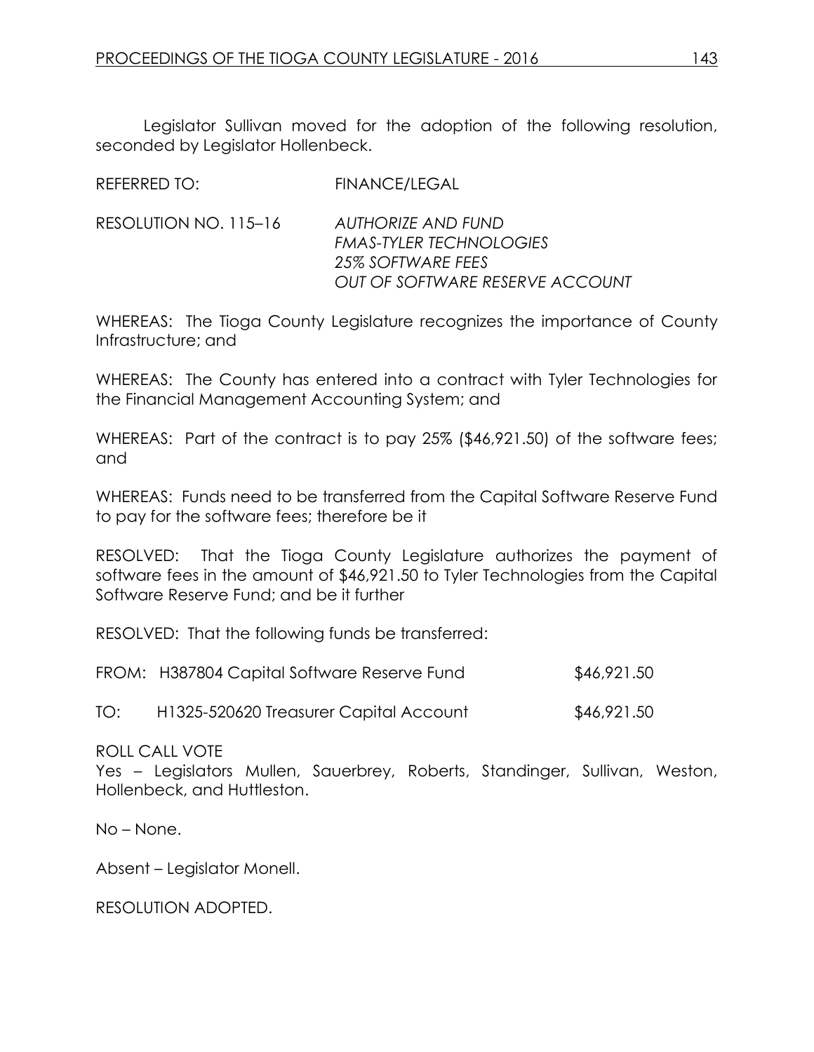Legislator Sullivan moved for the adoption of the following resolution, seconded by Legislator Hollenbeck.

REFERRED TO: FINANCE/LEGAL

RESOLUTION NO. 115–16 *AUTHORIZE AND FUND FMAS-TYLER TECHNOLOGIES 25% SOFTWARE FEES OUT OF SOFTWARE RESERVE ACCOUNT*

WHEREAS: The Tioga County Legislature recognizes the importance of County Infrastructure; and

WHEREAS: The County has entered into a contract with Tyler Technologies for the Financial Management Accounting System; and

WHEREAS: Part of the contract is to pay 25% ($46,921.50) of the software fees; and

WHEREAS: Funds need to be transferred from the Capital Software Reserve Fund to pay for the software fees; therefore be it

RESOLVED: That the Tioga County Legislature authorizes the payment of software fees in the amount of $46,921.50 to Tyler Technologies from the Capital Software Reserve Fund; and be it further

RESOLVED: That the following funds be transferred:

FROM: H387804 Capital Software Reserve Fund $46,921.50

TO: H1325-520620 Treasurer Capital Account $46,921.50

ROLL CALL VOTE
Yes – Legislators Mullen, Sauerbrey, Roberts, Standinger, Sullivan, Weston, Hollenbeck, and Huttleston.

No – None.

Absent – Legislator Monell.

RESOLUTION ADOPTED.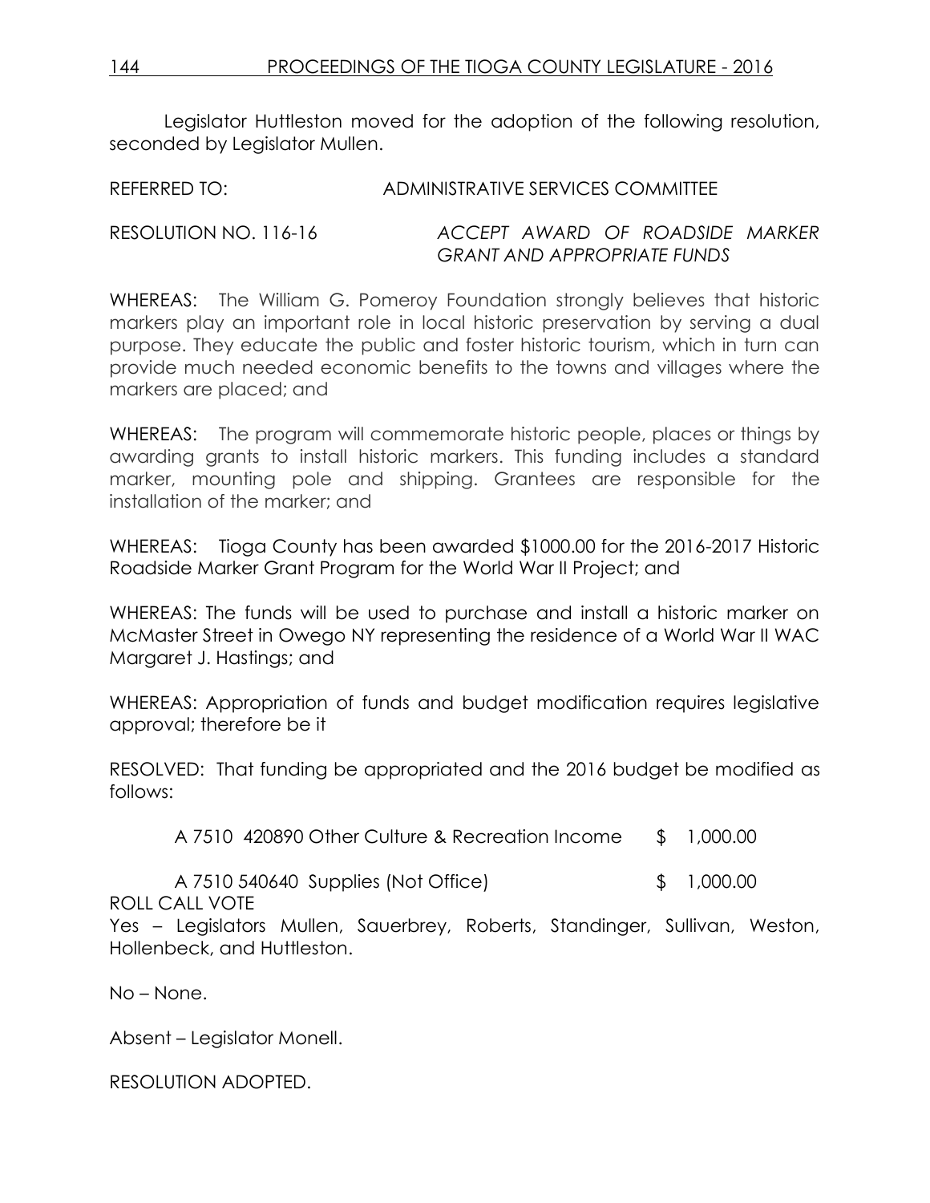Legislator Huttleston moved for the adoption of the following resolution, seconded by Legislator Mullen.

REFERRED TO: ADMINISTRATIVE SERVICES COMMITTEE

RESOLUTION NO. 116-16 *ACCEPT AWARD OF ROADSIDE MARKER GRANT AND APPROPRIATE FUNDS*

WHEREAS: The William G. Pomeroy Foundation strongly believes that historic markers play an important role in local historic preservation by serving a dual purpose. They educate the public and foster historic tourism, which in turn can provide much needed economic benefits to the towns and villages where the markers are placed; and

WHEREAS: The program will commemorate historic people, places or things by awarding grants to install historic markers. This funding includes a standard marker, mounting pole and shipping. Grantees are responsible for the installation of the marker; and

WHEREAS: Tioga County has been awarded $1000.00 for the 2016-2017 Historic Roadside Marker Grant Program for the World War II Project; and

WHEREAS: The funds will be used to purchase and install a historic marker on McMaster Street in Owego NY representing the residence of a World War II WAC Margaret J. Hastings; and

WHEREAS: Appropriation of funds and budget modification requires legislative approval; therefore be it

RESOLVED: That funding be appropriated and the 2016 budget be modified as follows:

| | |
|---|---|
| A 7510 420890 Other Culture & Recreation Income | $ 1,000.00 |
| A 7510 540640 Supplies (Not Office) | $ 1,000.00 |

ROLL CALL VOTE
Yes – Legislators Mullen, Sauerbrey, Roberts, Standinger, Sullivan, Weston, Hollenbeck, and Huttleston.

No – None.

Absent – Legislator Monell.

RESOLUTION ADOPTED.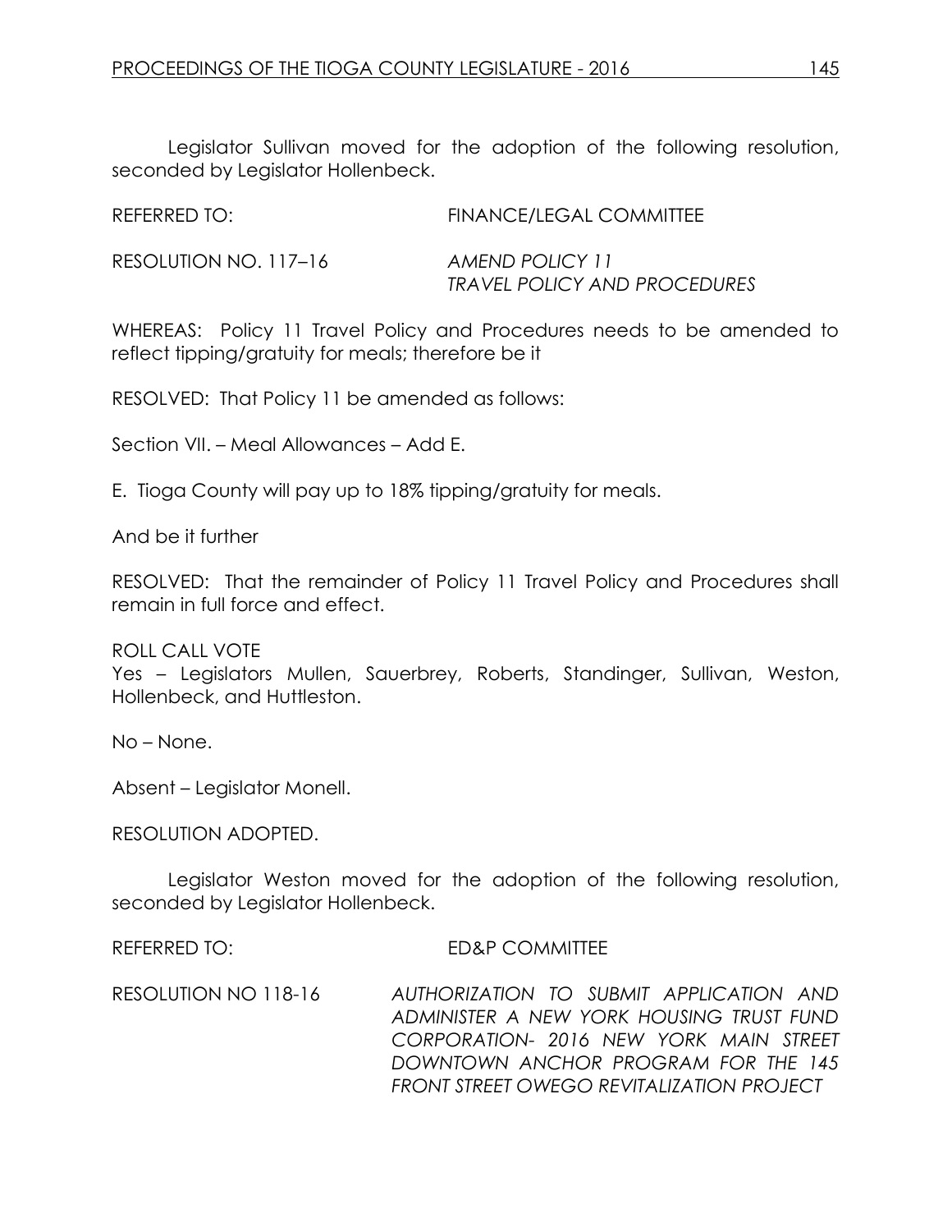Legislator Sullivan moved for the adoption of the following resolution, seconded by Legislator Hollenbeck.

REFERRED TO: FINANCE/LEGAL COMMITTEE

RESOLUTION NO. 117–16 *AMEND POLICY 11*
*TRAVEL POLICY AND PROCEDURES*

WHEREAS: Policy 11 Travel Policy and Procedures needs to be amended to reflect tipping/gratuity for meals; therefore be it

RESOLVED: That Policy 11 be amended as follows:

Section VII. – Meal Allowances – Add E.

E. Tioga County will pay up to 18% tipping/gratuity for meals.

And be it further

RESOLVED: That the remainder of Policy 11 Travel Policy and Procedures shall remain in full force and effect.

ROLL CALL VOTE
Yes – Legislators Mullen, Sauerbrey, Roberts, Standinger, Sullivan, Weston, Hollenbeck, and Huttleston.

No – None.

Absent – Legislator Monell.

RESOLUTION ADOPTED.

Legislator Weston moved for the adoption of the following resolution, seconded by Legislator Hollenbeck.

REFERRED TO: ED&P COMMITTEE

RESOLUTION NO 118-16 *AUTHORIZATION TO SUBMIT APPLICATION AND ADMINISTER A NEW YORK HOUSING TRUST FUND CORPORATION- 2016 NEW YORK MAIN STREET DOWNTOWN ANCHOR PROGRAM FOR THE 145 FRONT STREET OWEGO REVITALIZATION PROJECT*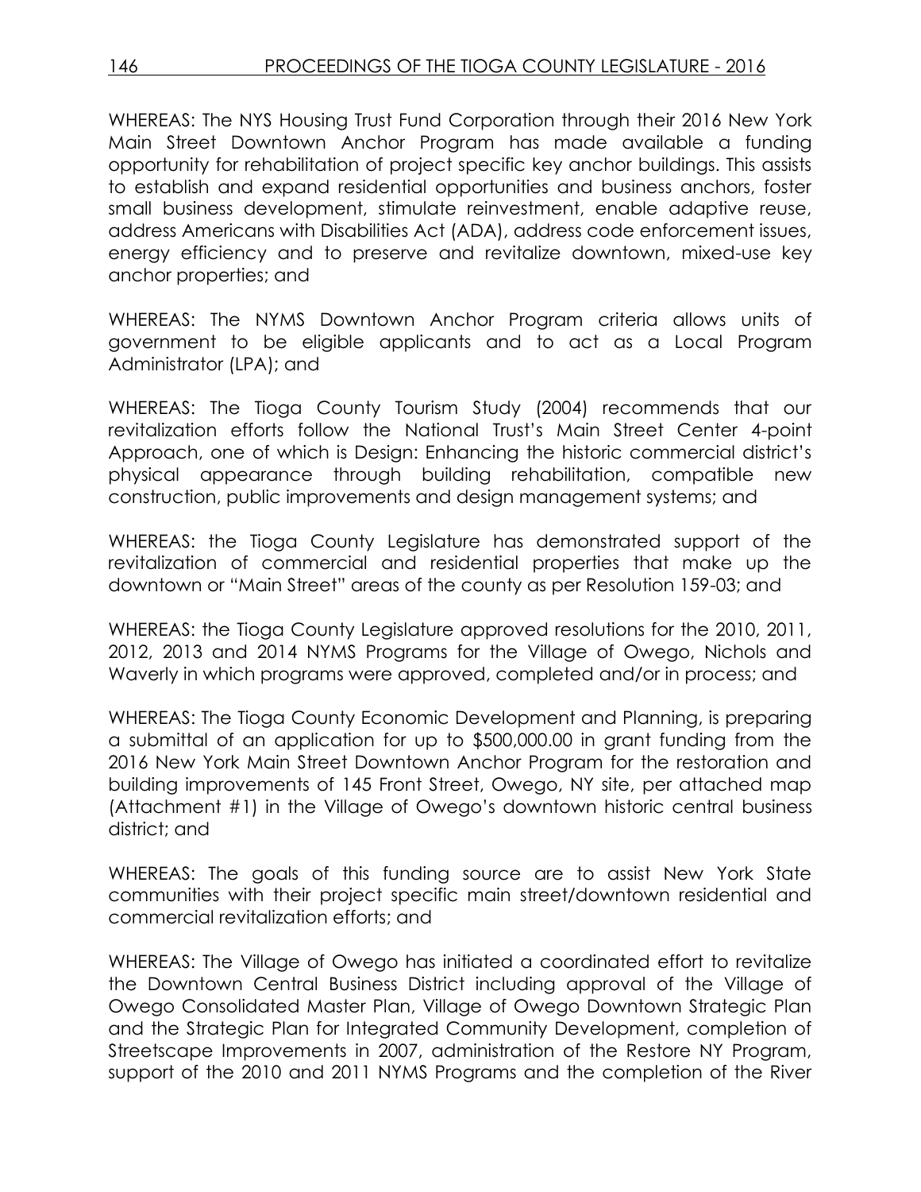WHEREAS: The NYS Housing Trust Fund Corporation through their 2016 New York Main Street Downtown Anchor Program has made available a funding opportunity for rehabilitation of project specific key anchor buildings. This assists to establish and expand residential opportunities and business anchors, foster small business development, stimulate reinvestment, enable adaptive reuse, address Americans with Disabilities Act (ADA), address code enforcement issues, energy efficiency and to preserve and revitalize downtown, mixed-use key anchor properties; and

WHEREAS: The NYMS Downtown Anchor Program criteria allows units of government to be eligible applicants and to act as a Local Program Administrator (LPA); and

WHEREAS: The Tioga County Tourism Study (2004) recommends that our revitalization efforts follow the National Trust's Main Street Center 4-point Approach, one of which is Design: Enhancing the historic commercial district's physical appearance through building rehabilitation, compatible new construction, public improvements and design management systems; and

WHEREAS: the Tioga County Legislature has demonstrated support of the revitalization of commercial and residential properties that make up the downtown or "Main Street" areas of the county as per Resolution 159-03; and

WHEREAS: the Tioga County Legislature approved resolutions for the 2010, 2011, 2012, 2013 and 2014 NYMS Programs for the Village of Owego, Nichols and Waverly in which programs were approved, completed and/or in process; and

WHEREAS: The Tioga County Economic Development and Planning, is preparing a submittal of an application for up to $500,000.00 in grant funding from the 2016 New York Main Street Downtown Anchor Program for the restoration and building improvements of 145 Front Street, Owego, NY site, per attached map (Attachment #1) in the Village of Owego's downtown historic central business district; and

WHEREAS: The goals of this funding source are to assist New York State communities with their project specific main street/downtown residential and commercial revitalization efforts; and

WHEREAS: The Village of Owego has initiated a coordinated effort to revitalize the Downtown Central Business District including approval of the Village of Owego Consolidated Master Plan, Village of Owego Downtown Strategic Plan and the Strategic Plan for Integrated Community Development, completion of Streetscape Improvements in 2007, administration of the Restore NY Program, support of the 2010 and 2011 NYMS Programs and the completion of the River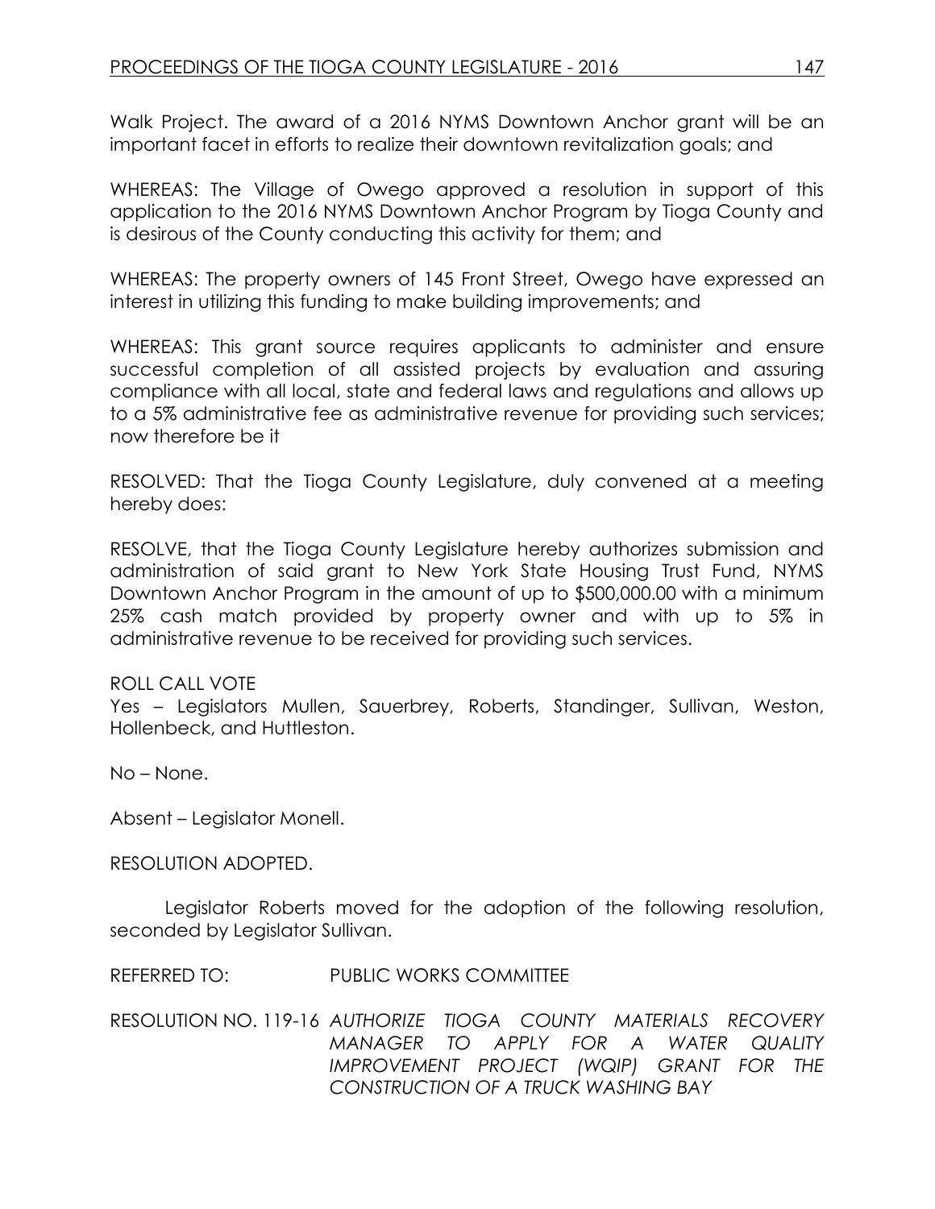Walk Project. The award of a 2016 NYMS Downtown Anchor grant will be an important facet in efforts to realize their downtown revitalization goals; and

WHEREAS: The Village of Owego approved a resolution in support of this application to the 2016 NYMS Downtown Anchor Program by Tioga County and is desirous of the County conducting this activity for them; and

WHEREAS: The property owners of 145 Front Street, Owego have expressed an interest in utilizing this funding to make building improvements; and

WHEREAS: This grant source requires applicants to administer and ensure successful completion of all assisted projects by evaluation and assuring compliance with all local, state and federal laws and regulations and allows up to a 5% administrative fee as administrative revenue for providing such services; now therefore be it

RESOLVED: That the Tioga County Legislature, duly convened at a meeting hereby does:

RESOLVE, that the Tioga County Legislature hereby authorizes submission and administration of said grant to New York State Housing Trust Fund, NYMS Downtown Anchor Program in the amount of up to $500,000.00 with a minimum 25% cash match provided by property owner and with up to 5% in administrative revenue to be received for providing such services.

ROLL CALL VOTE
Yes – Legislators Mullen, Sauerbrey, Roberts, Standinger, Sullivan, Weston, Hollenbeck, and Huttleston.

No – None.

Absent – Legislator Monell.

RESOLUTION ADOPTED.

Legislator Roberts moved for the adoption of the following resolution, seconded by Legislator Sullivan.

REFERRED TO: PUBLIC WORKS COMMITTEE

RESOLUTION NO. 119-16 *AUTHORIZE TIOGA COUNTY MATERIALS RECOVERY MANAGER TO APPLY FOR A WATER QUALITY IMPROVEMENT PROJECT (WQIP) GRANT FOR THE CONSTRUCTION OF A TRUCK WASHING BAY*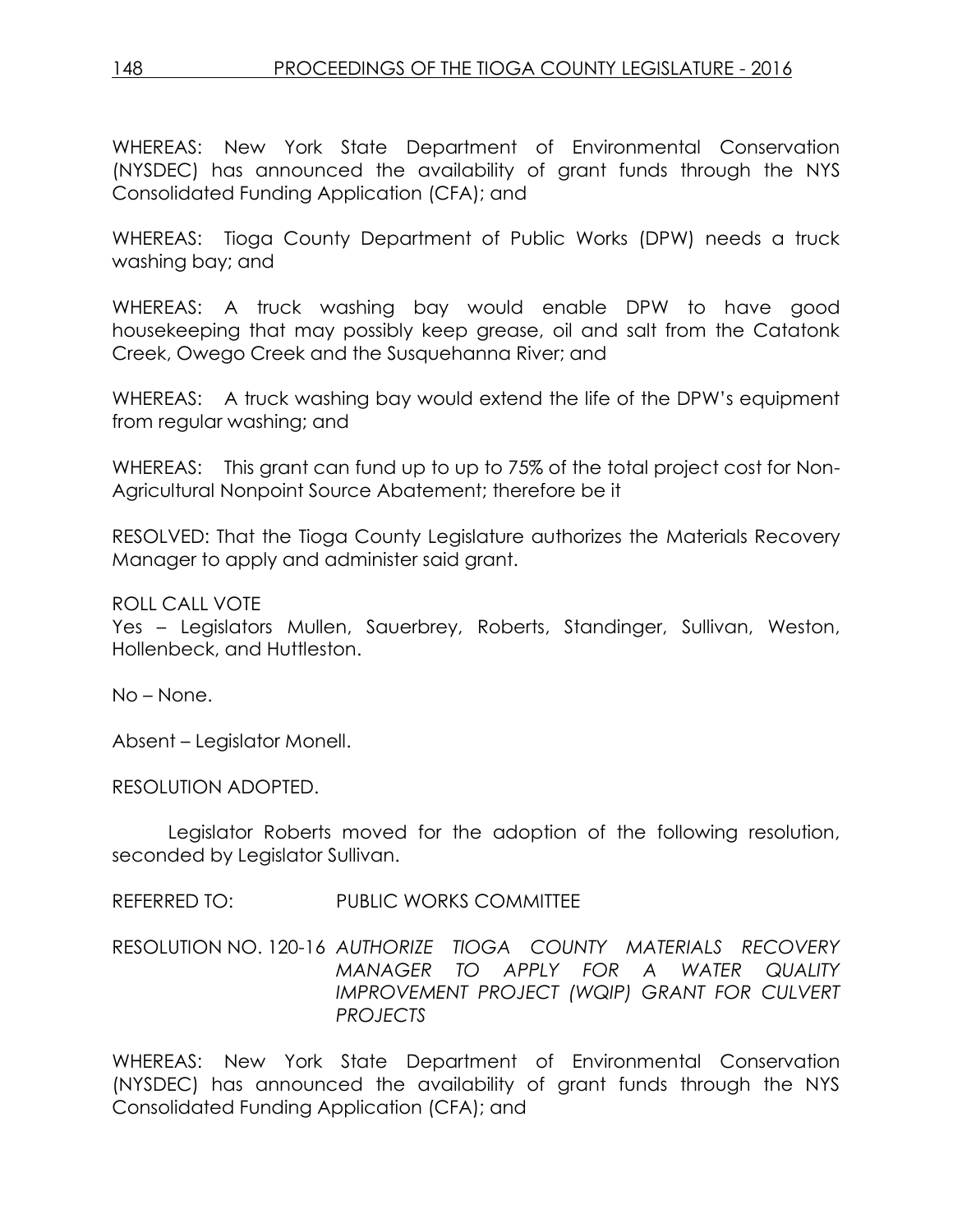WHEREAS: New York State Department of Environmental Conservation (NYSDEC) has announced the availability of grant funds through the NYS Consolidated Funding Application (CFA); and

WHEREAS: Tioga County Department of Public Works (DPW) needs a truck washing bay; and

WHEREAS: A truck washing bay would enable DPW to have good housekeeping that may possibly keep grease, oil and salt from the Catatonk Creek, Owego Creek and the Susquehanna River; and

WHEREAS: A truck washing bay would extend the life of the DPW's equipment from regular washing; and

WHEREAS: This grant can fund up to up to 75% of the total project cost for Non-Agricultural Nonpoint Source Abatement; therefore be it

RESOLVED: That the Tioga County Legislature authorizes the Materials Recovery Manager to apply and administer said grant.

ROLL CALL VOTE
Yes – Legislators Mullen, Sauerbrey, Roberts, Standinger, Sullivan, Weston, Hollenbeck, and Huttleston.

No – None.

Absent – Legislator Monell.

RESOLUTION ADOPTED.

Legislator Roberts moved for the adoption of the following resolution, seconded by Legislator Sullivan.

REFERRED TO: PUBLIC WORKS COMMITTEE

RESOLUTION NO. 120-16 *AUTHORIZE TIOGA COUNTY MATERIALS RECOVERY MANAGER TO APPLY FOR A WATER QUALITY IMPROVEMENT PROJECT (WQIP) GRANT FOR CULVERT PROJECTS*

WHEREAS: New York State Department of Environmental Conservation (NYSDEC) has announced the availability of grant funds through the NYS Consolidated Funding Application (CFA); and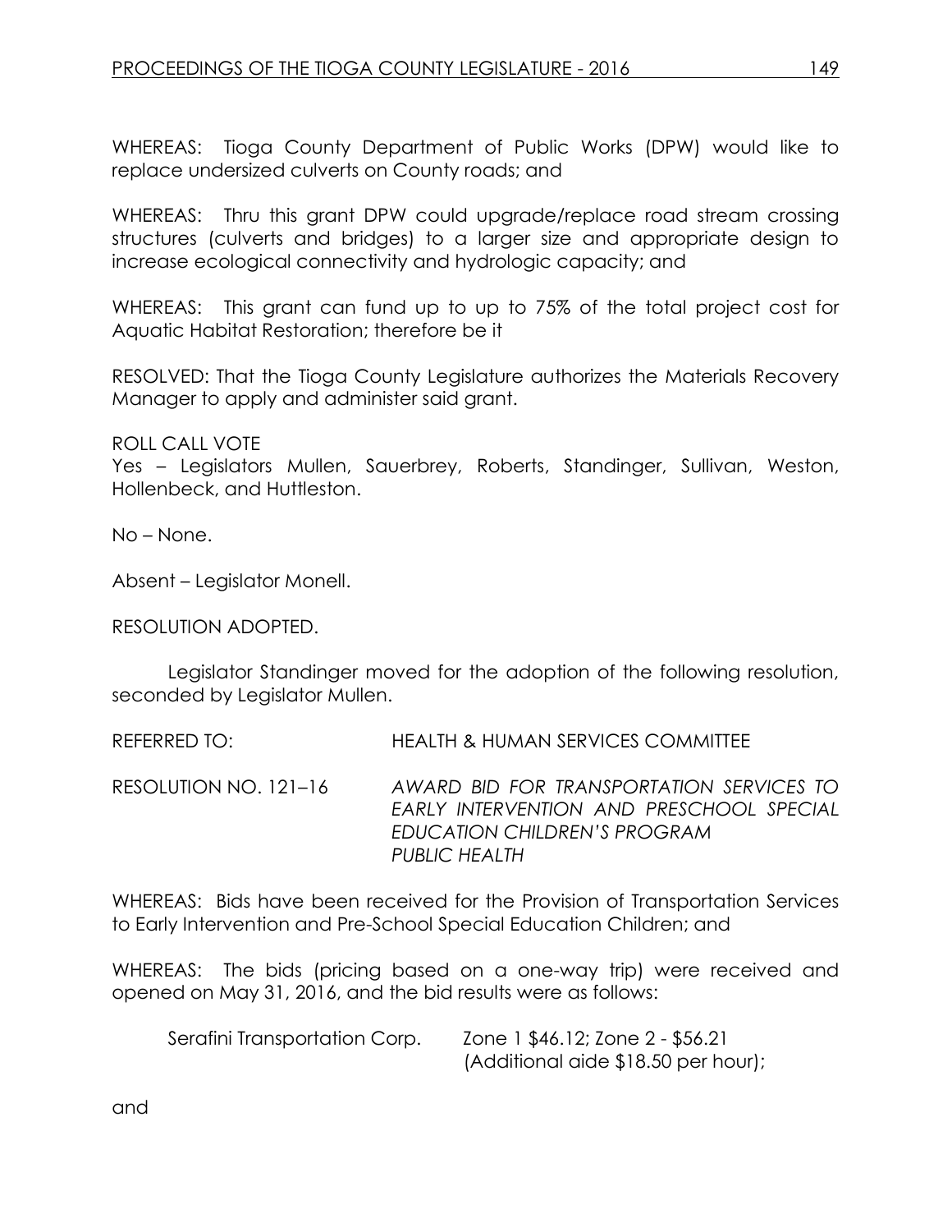WHEREAS: Tioga County Department of Public Works (DPW) would like to replace undersized culverts on County roads; and

WHEREAS: Thru this grant DPW could upgrade/replace road stream crossing structures (culverts and bridges) to a larger size and appropriate design to increase ecological connectivity and hydrologic capacity; and

WHEREAS: This grant can fund up to up to 75% of the total project cost for Aquatic Habitat Restoration; therefore be it

RESOLVED: That the Tioga County Legislature authorizes the Materials Recovery Manager to apply and administer said grant.

ROLL CALL VOTE
Yes – Legislators Mullen, Sauerbrey, Roberts, Standinger, Sullivan, Weston, Hollenbeck, and Huttleston.

No – None.

Absent – Legislator Monell.

RESOLUTION ADOPTED.

Legislator Standinger moved for the adoption of the following resolution, seconded by Legislator Mullen.

REFERRED TO: HEALTH & HUMAN SERVICES COMMITTEE

RESOLUTION NO. 121–16 *AWARD BID FOR TRANSPORTATION SERVICES TO EARLY INTERVENTION AND PRESCHOOL SPECIAL EDUCATION CHILDREN'S PROGRAM PUBLIC HEALTH*

WHEREAS: Bids have been received for the Provision of Transportation Services to Early Intervention and Pre-School Special Education Children; and

WHEREAS: The bids (pricing based on a one-way trip) were received and opened on May 31, 2016, and the bid results were as follows:

Serafini Transportation Corp. Zone 1 $46.12; Zone 2 - $56.21 (Additional aide $18.50 per hour);

and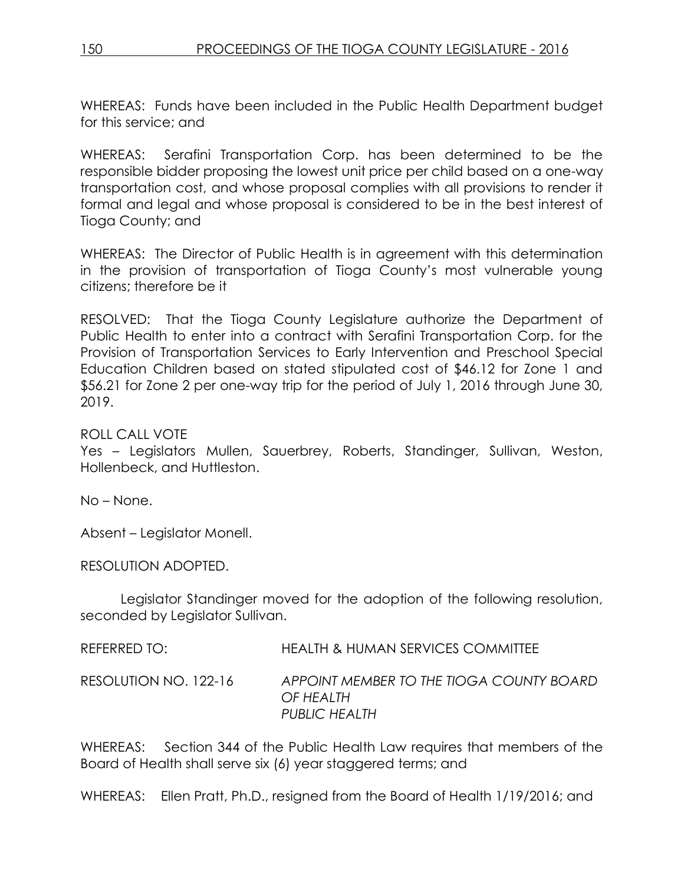WHEREAS: Funds have been included in the Public Health Department budget for this service; and

WHEREAS: Serafini Transportation Corp. has been determined to be the responsible bidder proposing the lowest unit price per child based on a one-way transportation cost, and whose proposal complies with all provisions to render it formal and legal and whose proposal is considered to be in the best interest of Tioga County; and

WHEREAS: The Director of Public Health is in agreement with this determination in the provision of transportation of Tioga County's most vulnerable young citizens; therefore be it

RESOLVED: That the Tioga County Legislature authorize the Department of Public Health to enter into a contract with Serafini Transportation Corp. for the Provision of Transportation Services to Early Intervention and Preschool Special Education Children based on stated stipulated cost of $46.12 for Zone 1 and $56.21 for Zone 2 per one-way trip for the period of July 1, 2016 through June 30, 2019.

ROLL CALL VOTE
Yes – Legislators Mullen, Sauerbrey, Roberts, Standinger, Sullivan, Weston, Hollenbeck, and Huttleston.

No – None.

Absent – Legislator Monell.

RESOLUTION ADOPTED.

Legislator Standinger moved for the adoption of the following resolution, seconded by Legislator Sullivan.

REFERRED TO: HEALTH & HUMAN SERVICES COMMITTEE

RESOLUTION NO. 122-16 *APPOINT MEMBER TO THE TIOGA COUNTY BOARD OF HEALTH*
*PUBLIC HEALTH*

WHEREAS: Section 344 of the Public Health Law requires that members of the Board of Health shall serve six (6) year staggered terms; and

WHEREAS: Ellen Pratt, Ph.D., resigned from the Board of Health 1/19/2016; and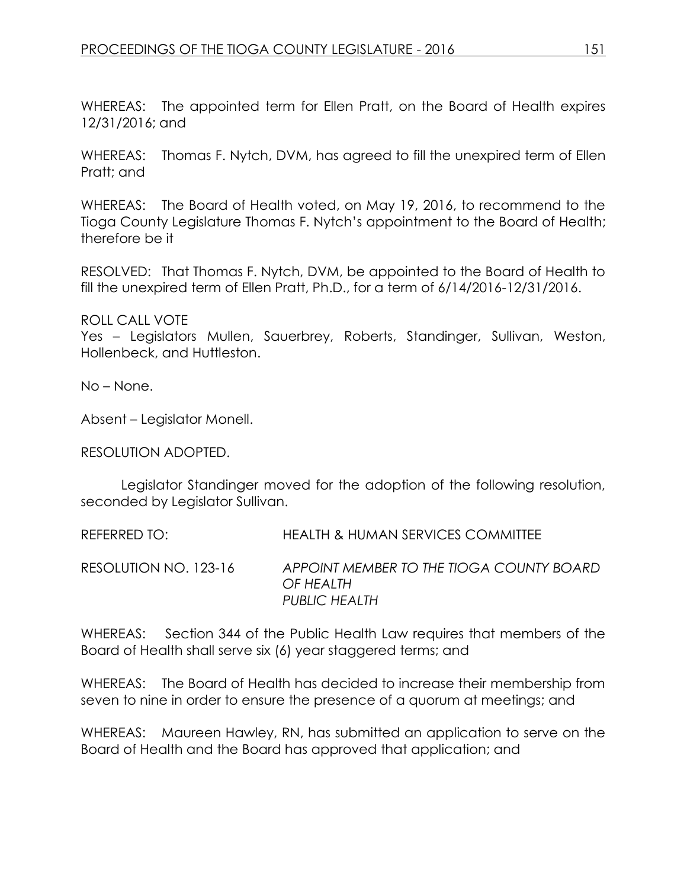WHEREAS: The appointed term for Ellen Pratt, on the Board of Health expires 12/31/2016; and

WHEREAS: Thomas F. Nytch, DVM, has agreed to fill the unexpired term of Ellen Pratt; and

WHEREAS: The Board of Health voted, on May 19, 2016, to recommend to the Tioga County Legislature Thomas F. Nytch's appointment to the Board of Health; therefore be it

RESOLVED: That Thomas F. Nytch, DVM, be appointed to the Board of Health to fill the unexpired term of Ellen Pratt, Ph.D., for a term of 6/14/2016-12/31/2016.

ROLL CALL VOTE
Yes – Legislators Mullen, Sauerbrey, Roberts, Standinger, Sullivan, Weston, Hollenbeck, and Huttleston.

No – None.

Absent – Legislator Monell.

RESOLUTION ADOPTED.

Legislator Standinger moved for the adoption of the following resolution, seconded by Legislator Sullivan.

REFERRED TO: HEALTH & HUMAN SERVICES COMMITTEE

RESOLUTION NO. 123-16 *APPOINT MEMBER TO THE TIOGA COUNTY BOARD OF HEALTH*
*PUBLIC HEALTH*

WHEREAS: Section 344 of the Public Health Law requires that members of the Board of Health shall serve six (6) year staggered terms; and

WHEREAS: The Board of Health has decided to increase their membership from seven to nine in order to ensure the presence of a quorum at meetings; and

WHEREAS: Maureen Hawley, RN, has submitted an application to serve on the Board of Health and the Board has approved that application; and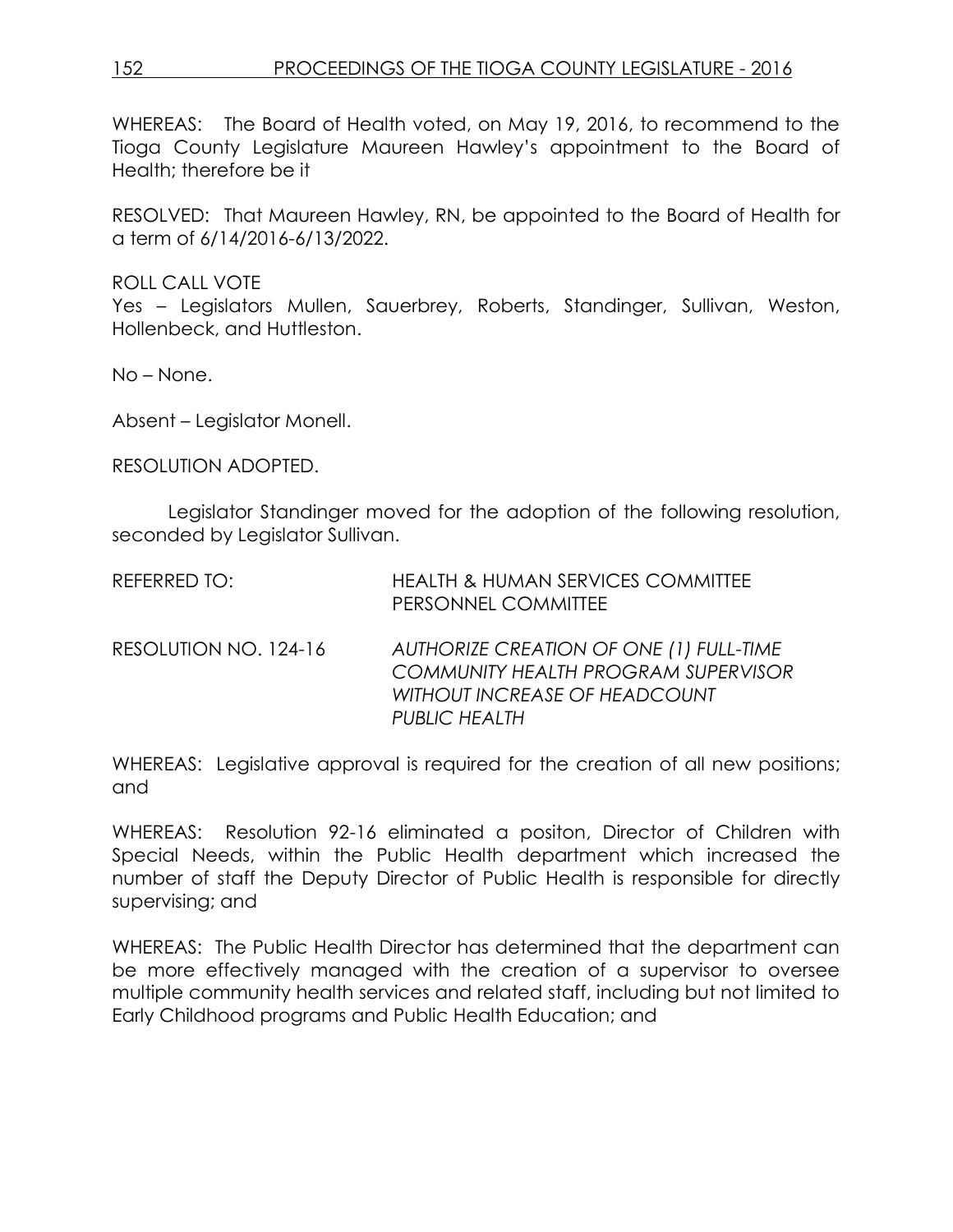WHEREAS: The Board of Health voted, on May 19, 2016, to recommend to the Tioga County Legislature Maureen Hawley's appointment to the Board of Health; therefore be it

RESOLVED: That Maureen Hawley, RN, be appointed to the Board of Health for a term of 6/14/2016-6/13/2022.

ROLL CALL VOTE
Yes – Legislators Mullen, Sauerbrey, Roberts, Standinger, Sullivan, Weston, Hollenbeck, and Huttleston.

No – None.

Absent – Legislator Monell.

RESOLUTION ADOPTED.

Legislator Standinger moved for the adoption of the following resolution, seconded by Legislator Sullivan.

REFERRED TO: HEALTH & HUMAN SERVICES COMMITTEE
PERSONNEL COMMITTEE

RESOLUTION NO. 124-16 *AUTHORIZE CREATION OF ONE (1) FULL-TIME COMMUNITY HEALTH PROGRAM SUPERVISOR WITHOUT INCREASE OF HEADCOUNT PUBLIC HEALTH*

WHEREAS: Legislative approval is required for the creation of all new positions; and

WHEREAS: Resolution 92-16 eliminated a positon, Director of Children with Special Needs, within the Public Health department which increased the number of staff the Deputy Director of Public Health is responsible for directly supervising; and

WHEREAS: The Public Health Director has determined that the department can be more effectively managed with the creation of a supervisor to oversee multiple community health services and related staff, including but not limited to Early Childhood programs and Public Health Education; and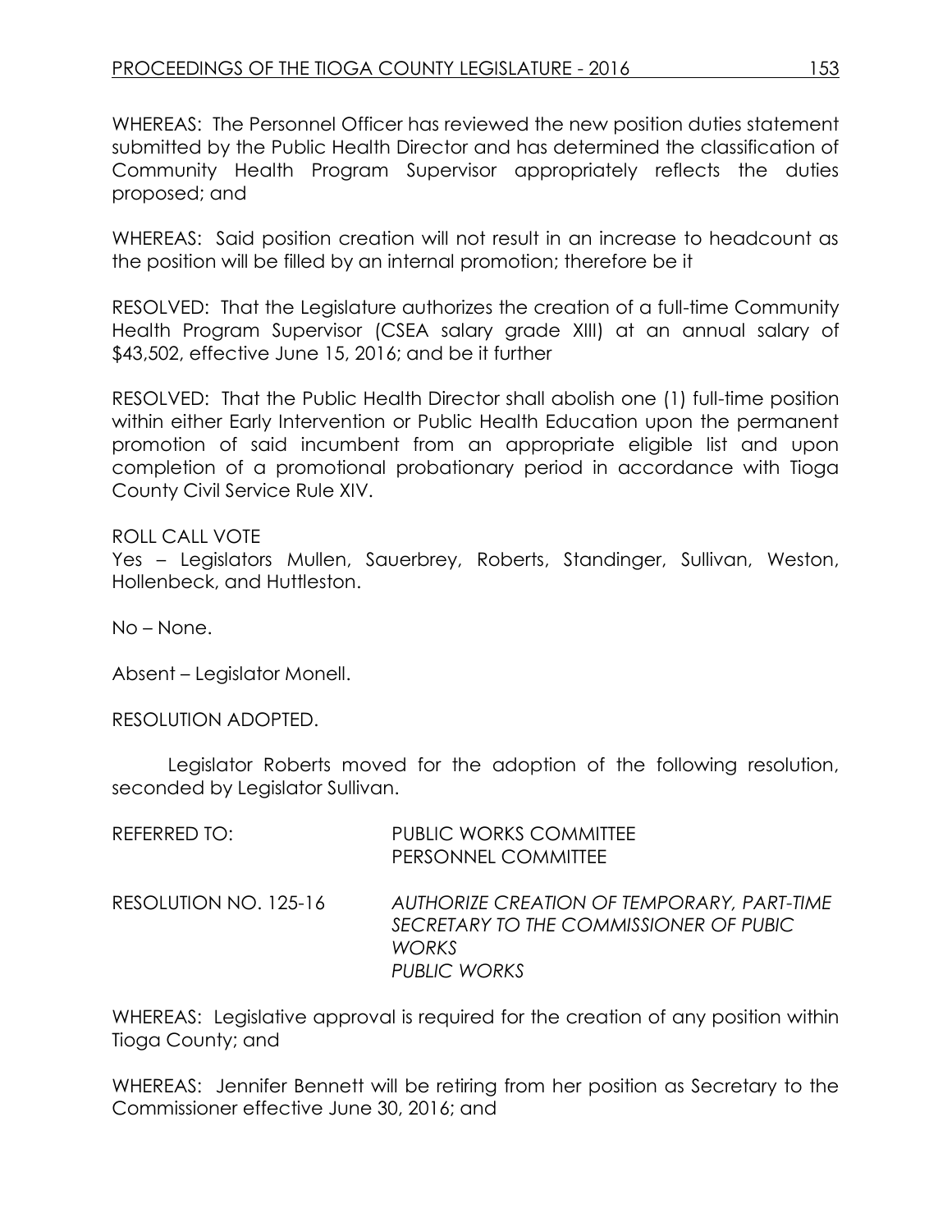WHEREAS: The Personnel Officer has reviewed the new position duties statement submitted by the Public Health Director and has determined the classification of Community Health Program Supervisor appropriately reflects the duties proposed; and

WHEREAS: Said position creation will not result in an increase to headcount as the position will be filled by an internal promotion; therefore be it

RESOLVED: That the Legislature authorizes the creation of a full-time Community Health Program Supervisor (CSEA salary grade XIII) at an annual salary of $43,502, effective June 15, 2016; and be it further

RESOLVED: That the Public Health Director shall abolish one (1) full-time position within either Early Intervention or Public Health Education upon the permanent promotion of said incumbent from an appropriate eligible list and upon completion of a promotional probationary period in accordance with Tioga County Civil Service Rule XIV.

ROLL CALL VOTE
Yes – Legislators Mullen, Sauerbrey, Roberts, Standinger, Sullivan, Weston, Hollenbeck, and Huttleston.

No – None.

Absent – Legislator Monell.

RESOLUTION ADOPTED.

Legislator Roberts moved for the adoption of the following resolution, seconded by Legislator Sullivan.

REFERRED TO: PUBLIC WORKS COMMITTEE
PERSONNEL COMMITTEE

RESOLUTION NO. 125-16 *AUTHORIZE CREATION OF TEMPORARY, PART-TIME SECRETARY TO THE COMMISSIONER OF PUBIC WORKS*
*PUBLIC WORKS*

WHEREAS: Legislative approval is required for the creation of any position within Tioga County; and

WHEREAS: Jennifer Bennett will be retiring from her position as Secretary to the Commissioner effective June 30, 2016; and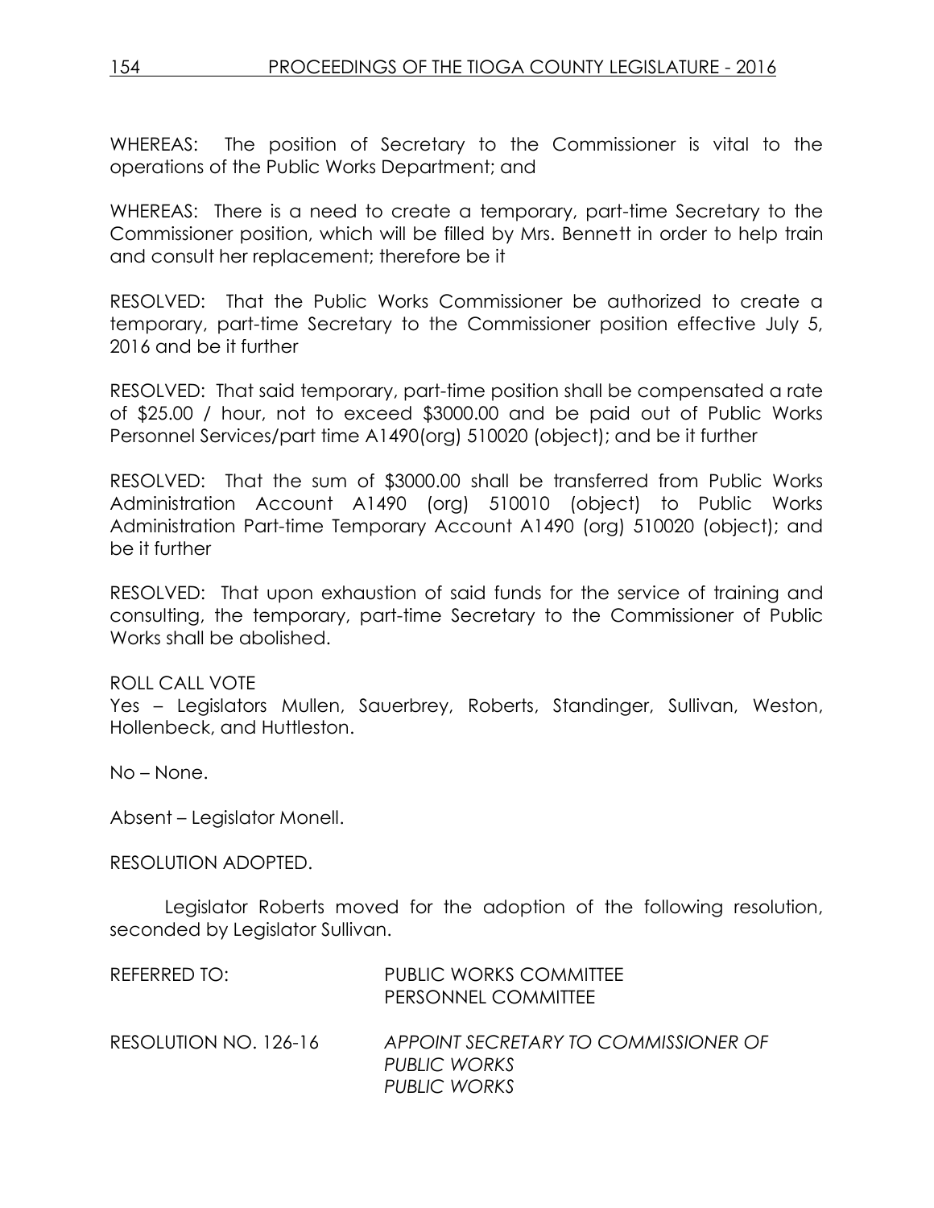WHEREAS: The position of Secretary to the Commissioner is vital to the operations of the Public Works Department; and

WHEREAS: There is a need to create a temporary, part-time Secretary to the Commissioner position, which will be filled by Mrs. Bennett in order to help train and consult her replacement; therefore be it

RESOLVED: That the Public Works Commissioner be authorized to create a temporary, part-time Secretary to the Commissioner position effective July 5, 2016 and be it further

RESOLVED: That said temporary, part-time position shall be compensated a rate of $25.00 / hour, not to exceed $3000.00 and be paid out of Public Works Personnel Services/part time A1490(org) 510020 (object); and be it further

RESOLVED: That the sum of $3000.00 shall be transferred from Public Works Administration Account A1490 (org) 510010 (object) to Public Works Administration Part-time Temporary Account A1490 (org) 510020 (object); and be it further

RESOLVED: That upon exhaustion of said funds for the service of training and consulting, the temporary, part-time Secretary to the Commissioner of Public Works shall be abolished.

ROLL CALL VOTE
Yes – Legislators Mullen, Sauerbrey, Roberts, Standinger, Sullivan, Weston, Hollenbeck, and Huttleston.

No – None.

Absent – Legislator Monell.

RESOLUTION ADOPTED.

Legislator Roberts moved for the adoption of the following resolution, seconded by Legislator Sullivan.

REFERRED TO: PUBLIC WORKS COMMITTEE
PERSONNEL COMMITTEE

RESOLUTION NO. 126-16 *APPOINT SECRETARY TO COMMISSIONER OF PUBLIC WORKS*
*PUBLIC WORKS*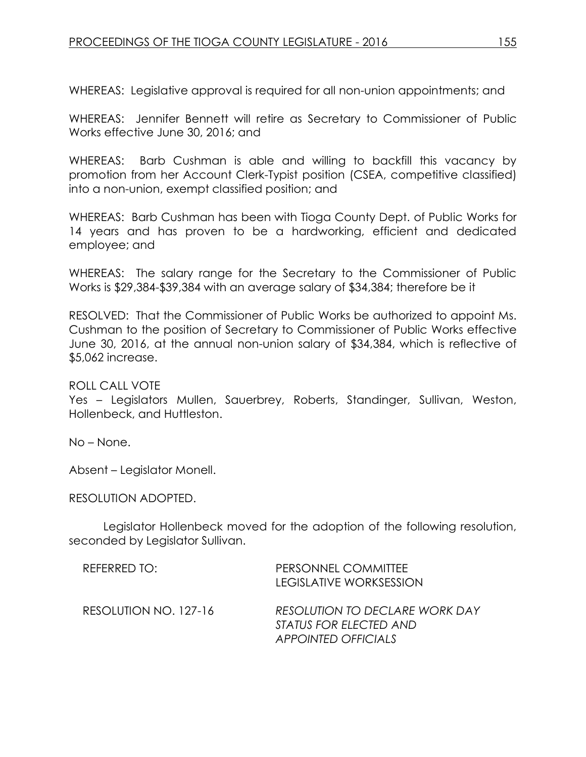WHEREAS: Legislative approval is required for all non-union appointments; and

WHEREAS: Jennifer Bennett will retire as Secretary to Commissioner of Public Works effective June 30, 2016; and

WHEREAS: Barb Cushman is able and willing to backfill this vacancy by promotion from her Account Clerk-Typist position (CSEA, competitive classified) into a non-union, exempt classified position; and

WHEREAS: Barb Cushman has been with Tioga County Dept. of Public Works for 14 years and has proven to be a hardworking, efficient and dedicated employee; and

WHEREAS: The salary range for the Secretary to the Commissioner of Public Works is $29,384-$39,384 with an average salary of $34,384; therefore be it

RESOLVED: That the Commissioner of Public Works be authorized to appoint Ms. Cushman to the position of Secretary to Commissioner of Public Works effective June 30, 2016, at the annual non-union salary of $34,384, which is reflective of $5,062 increase.

ROLL CALL VOTE
Yes – Legislators Mullen, Sauerbrey, Roberts, Standinger, Sullivan, Weston, Hollenbeck, and Huttleston.

No – None.

Absent – Legislator Monell.

RESOLUTION ADOPTED.

Legislator Hollenbeck moved for the adoption of the following resolution, seconded by Legislator Sullivan.

| | |
|---|---|
| REFERRED TO: | PERSONNEL COMMITTEE<br>LEGISLATIVE WORKSESSION |
| RESOLUTION NO. 127-16 | *RESOLUTION TO DECLARE WORK DAY STATUS FOR ELECTED AND APPOINTED OFFICIALS* |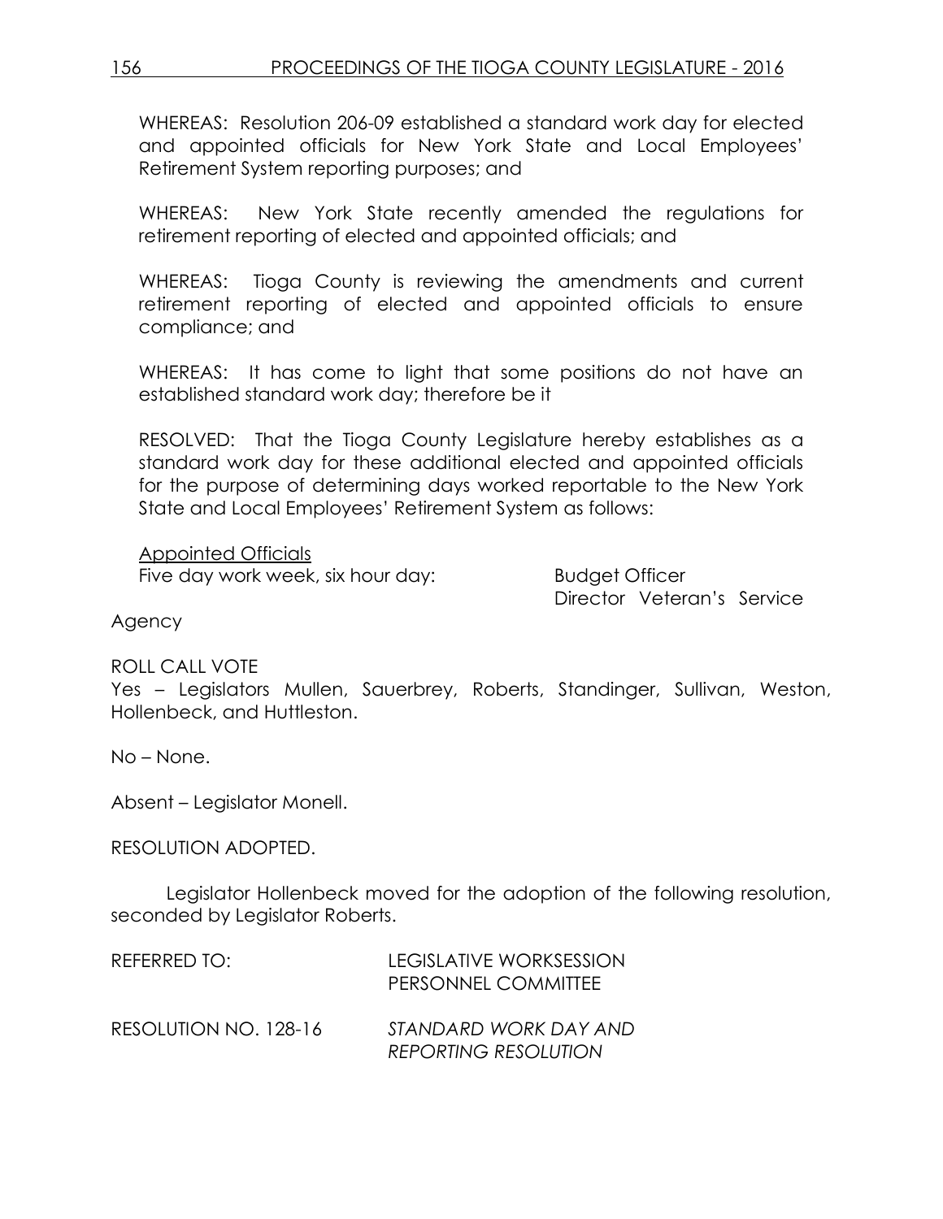WHEREAS: Resolution 206-09 established a standard work day for elected and appointed officials for New York State and Local Employees' Retirement System reporting purposes; and

WHEREAS: New York State recently amended the regulations for retirement reporting of elected and appointed officials; and

WHEREAS: Tioga County is reviewing the amendments and current retirement reporting of elected and appointed officials to ensure compliance; and

WHEREAS: It has come to light that some positions do not have an established standard work day; therefore be it

RESOLVED: That the Tioga County Legislature hereby establishes as a standard work day for these additional elected and appointed officials for the purpose of determining days worked reportable to the New York State and Local Employees' Retirement System as follows:

Appointed Officials

Five day work week, six hour day: Budget Officer
Director Veteran's Service Agency

ROLL CALL VOTE
Yes – Legislators Mullen, Sauerbrey, Roberts, Standinger, Sullivan, Weston, Hollenbeck, and Huttleston.

No – None.

Absent – Legislator Monell.

RESOLUTION ADOPTED.

Legislator Hollenbeck moved for the adoption of the following resolution, seconded by Legislator Roberts.

REFERRED TO: LEGISLATIVE WORKSESSION
PERSONNEL COMMITTEE

RESOLUTION NO. 128-16 *STANDARD WORK DAY AND REPORTING RESOLUTION*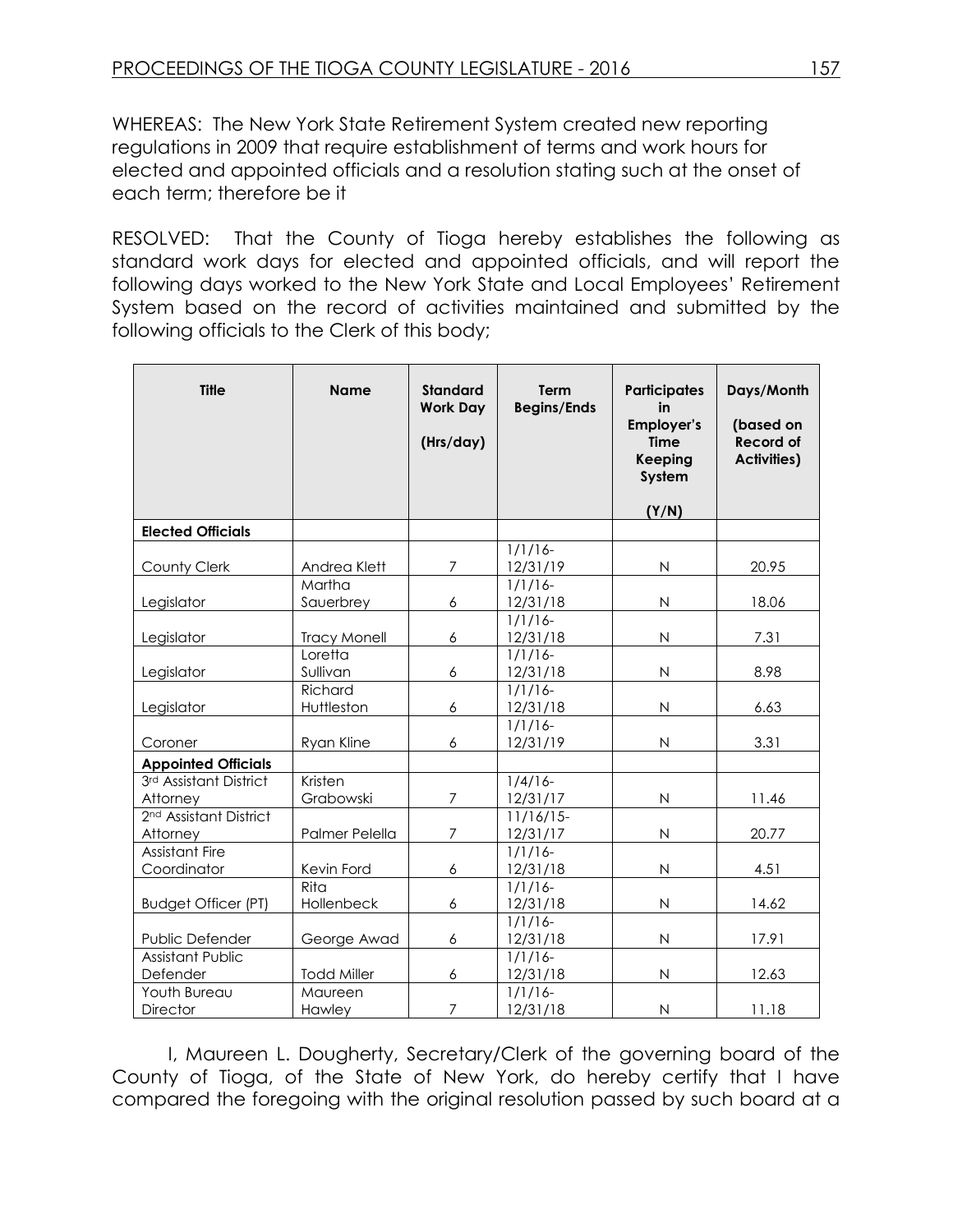WHEREAS: The New York State Retirement System created new reporting regulations in 2009 that require establishment of terms and work hours for elected and appointed officials and a resolution stating such at the onset of each term; therefore be it

RESOLVED: That the County of Tioga hereby establishes the following as standard work days for elected and appointed officials, and will report the following days worked to the New York State and Local Employees' Retirement System based on the record of activities maintained and submitted by the following officials to the Clerk of this body;

| Title | Name | Standard Work Day (Hrs/day) | Term Begins/Ends | Participates in Employer's Time Keeping System (Y/N) | Days/Month (based on Record of Activities) |
|---|---|---|---|---|---|
| **Elected Officials** | | | | | |
| County Clerk | Andrea Klett | 7 | 1/1/16-12/31/19 | N | 20.95 |
| Legislator | Martha Sauerbrey | 6 | 1/1/16-12/31/18 | N | 18.06 |
| Legislator | Tracy Monell | 6 | 1/1/16-12/31/18 | N | 7.31 |
| Legislator | Loretta Sullivan | 6 | 1/1/16-12/31/18 | N | 8.98 |
| Legislator | Richard Huttleston | 6 | 1/1/16-12/31/18 | N | 6.63 |
| Coroner | Ryan Kline | 6 | 1/1/16-12/31/19 | N | 3.31 |
| **Appointed Officials** | | | | | |
| 3rd Assistant District Attorney | Kristen Grabowski | 7 | 1/4/16-12/31/17 | N | 11.46 |
| 2nd Assistant District Attorney | Palmer Pelella | 7 | 11/16/15-12/31/17 | N | 20.77 |
| Assistant Fire Coordinator | Kevin Ford | 6 | 1/1/16-12/31/18 | N | 4.51 |
| Budget Officer (PT) | Rita Hollenbeck | 6 | 1/1/16-12/31/18 | N | 14.62 |
| Public Defender | George Awad | 6 | 1/1/16-12/31/18 | N | 17.91 |
| Assistant Public Defender | Todd Miller | 6 | 1/1/16-12/31/18 | N | 12.63 |
| Youth Bureau Director | Maureen Hawley | 7 | 1/1/16-12/31/18 | N | 11.18 |

I, Maureen L. Dougherty, Secretary/Clerk of the governing board of the County of Tioga, of the State of New York, do hereby certify that I have compared the foregoing with the original resolution passed by such board at a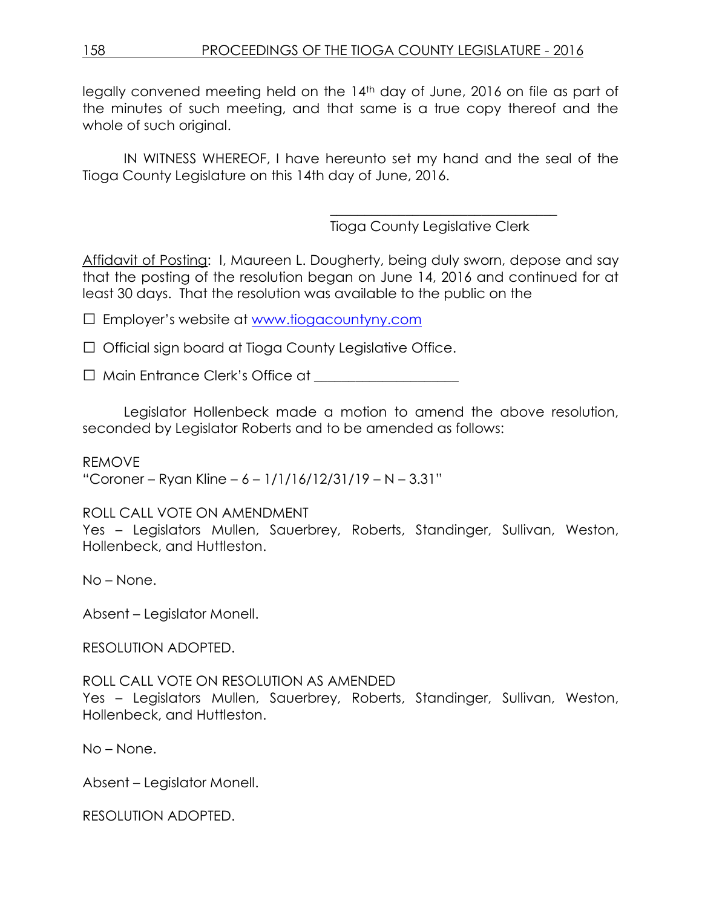legally convened meeting held on the 14th day of June, 2016 on file as part of the minutes of such meeting, and that same is a true copy thereof and the whole of such original.

IN WITNESS WHEREOF, I have hereunto set my hand and the seal of the Tioga County Legislature on this 14th day of June, 2016.

\_\_\_\_\_\_\_\_\_\_\_\_\_\_\_\_\_\_\_\_\_\_\_\_\_\_\_\_\_\_\_\_
Tioga County Legislative Clerk

<u>Affidavit of Posting</u>: I, Maureen L. Dougherty, being duly sworn, depose and say that the posting of the resolution began on June 14, 2016 and continued for at least 30 days. That the resolution was available to the public on the

☐ Employer's website at www.tiogacountyny.com

☐ Official sign board at Tioga County Legislative Office.

☐ Main Entrance Clerk's Office at \_\_\_\_\_\_\_\_\_\_\_\_\_\_\_\_\_\_\_\_

Legislator Hollenbeck made a motion to amend the above resolution, seconded by Legislator Roberts and to be amended as follows:

REMOVE
"Coroner – Ryan Kline – 6 – 1/1/16/12/31/19 – N – 3.31"

ROLL CALL VOTE ON AMENDMENT
Yes – Legislators Mullen, Sauerbrey, Roberts, Standinger, Sullivan, Weston, Hollenbeck, and Huttleston.

No – None.

Absent – Legislator Monell.

RESOLUTION ADOPTED.

ROLL CALL VOTE ON RESOLUTION AS AMENDED
Yes – Legislators Mullen, Sauerbrey, Roberts, Standinger, Sullivan, Weston, Hollenbeck, and Huttleston.

No – None.

Absent – Legislator Monell.

RESOLUTION ADOPTED.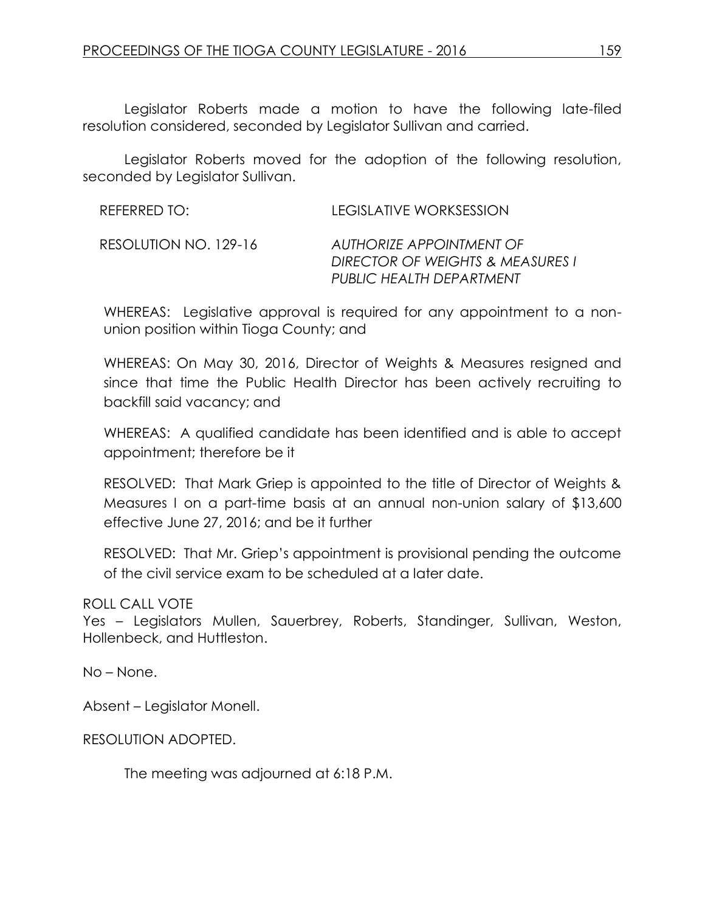Legislator Roberts made a motion to have the following late-filed resolution considered, seconded by Legislator Sullivan and carried.

Legislator Roberts moved for the adoption of the following resolution, seconded by Legislator Sullivan.

| | |
|---|---|
| REFERRED TO: | LEGISLATIVE WORKSESSION |
| RESOLUTION NO. 129-16 | *AUTHORIZE APPOINTMENT OF DIRECTOR OF WEIGHTS & MEASURES I PUBLIC HEALTH DEPARTMENT* |

WHEREAS: Legislative approval is required for any appointment to a non-union position within Tioga County; and

WHEREAS: On May 30, 2016, Director of Weights & Measures resigned and since that time the Public Health Director has been actively recruiting to backfill said vacancy; and

WHEREAS: A qualified candidate has been identified and is able to accept appointment; therefore be it

RESOLVED: That Mark Griep is appointed to the title of Director of Weights & Measures I on a part-time basis at an annual non-union salary of $13,600 effective June 27, 2016; and be it further

RESOLVED: That Mr. Griep's appointment is provisional pending the outcome of the civil service exam to be scheduled at a later date.

ROLL CALL VOTE
Yes – Legislators Mullen, Sauerbrey, Roberts, Standinger, Sullivan, Weston, Hollenbeck, and Huttleston.

No – None.

Absent – Legislator Monell.

RESOLUTION ADOPTED.

The meeting was adjourned at 6:18 P.M.